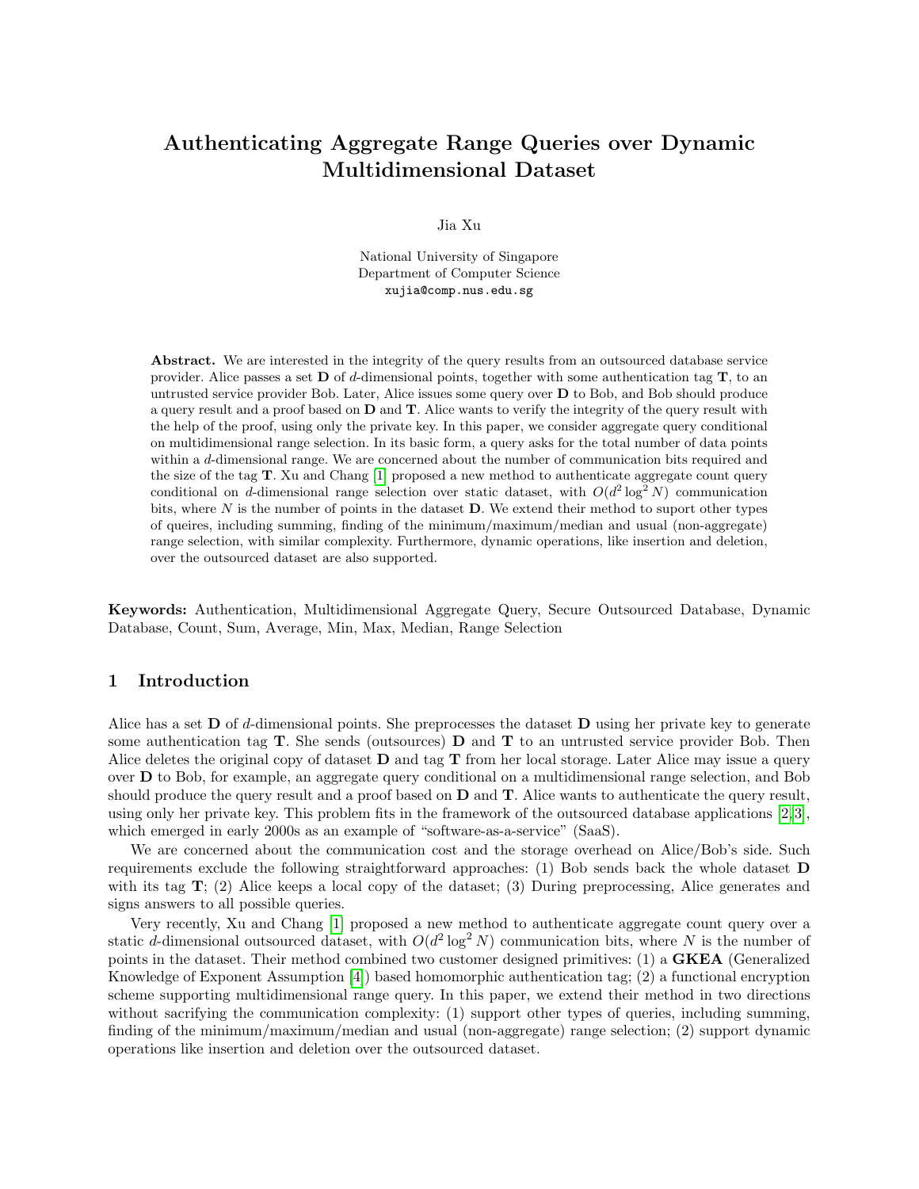# Authenticating Aggregate Range Queries over Dynamic Multidimensional Dataset

Jia Xu

National University of Singapore
Department of Computer Science
xujia@comp.nus.edu.sg

**Abstract.** We are interested in the integrity of the query results from an outsourced database service provider. Alice passes a set $\mathbf{D}$ of $d$-dimensional points, together with some authentication tag $\mathbf{T}$, to an untrusted service provider Bob. Later, Alice issues some query over $\mathbf{D}$ to Bob, and Bob should produce a query result and a proof based on $\mathbf{D}$ and $\mathbf{T}$. Alice wants to verify the integrity of the query result with the help of the proof, using only the private key. In this paper, we consider aggregate query conditional on multidimensional range selection. In its basic form, a query asks for the total number of data points within a $d$-dimensional range. We are concerned about the number of communication bits required and the size of the tag $\mathbf{T}$. Xu and Chang [1] proposed a new method to authenticate aggregate count query conditional on $d$-dimensional range selection over static dataset, with $O(d^2 \log^2 N)$ communication bits, where $N$ is the number of points in the dataset $\mathbf{D}$. We extend their method to suport other types of queires, including summing, finding of the minimum/maximum/median and usual (non-aggregate) range selection, with similar complexity. Furthermore, dynamic operations, like insertion and deletion, over the outsourced dataset are also supported.

**Keywords:** Authentication, Multidimensional Aggregate Query, Secure Outsourced Database, Dynamic Database, Count, Sum, Average, Min, Max, Median, Range Selection

## 1 Introduction

Alice has a set $\mathbf{D}$ of $d$-dimensional points. She preprocesses the dataset $\mathbf{D}$ using her private key to generate some authentication tag $\mathbf{T}$. She sends (outsources) $\mathbf{D}$ and $\mathbf{T}$ to an untrusted service provider Bob. Then Alice deletes the original copy of dataset $\mathbf{D}$ and tag $\mathbf{T}$ from her local storage. Later Alice may issue a query over $\mathbf{D}$ to Bob, for example, an aggregate query conditional on a multidimensional range selection, and Bob should produce the query result and a proof based on $\mathbf{D}$ and $\mathbf{T}$. Alice wants to authenticate the query result, using only her private key. This problem fits in the framework of the outsourced database applications [2,3], which emerged in early 2000s as an example of "software-as-a-service" (SaaS).

We are concerned about the communication cost and the storage overhead on Alice/Bob's side. Such requirements exclude the following straightforward approaches: (1) Bob sends back the whole dataset $\mathbf{D}$ with its tag $\mathbf{T}$; (2) Alice keeps a local copy of the dataset; (3) During preprocessing, Alice generates and signs answers to all possible queries.

Very recently, Xu and Chang [1] proposed a new method to authenticate aggregate count query over a static $d$-dimensional outsourced dataset, with $O(d^2 \log^2 N)$ communication bits, where $N$ is the number of points in the dataset. Their method combined two customer designed primitives: (1) a **GKEA** (Generalized Knowledge of Exponent Assumption [4]) based homomorphic authentication tag; (2) a functional encryption scheme supporting multidimensional range query. In this paper, we extend their method in two directions without sacrifying the communication complexity: (1) support other types of queries, including summing, finding of the minimum/maximum/median and usual (non-aggregate) range selection; (2) support dynamic operations like insertion and deletion over the outsourced dataset.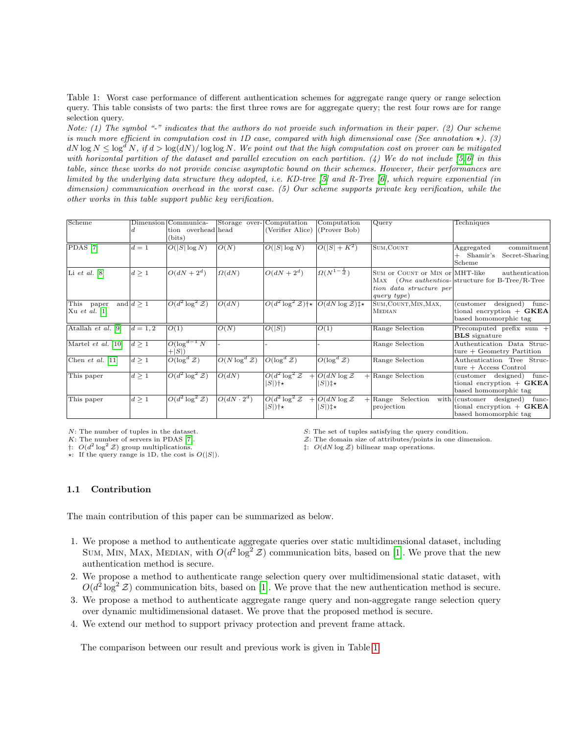Table 1: Worst case performance of different authentication schemes for aggregate range query or range selection query. This table consists of two parts: the first three rows are for aggregate query; the rest four rows are for range selection query.

*Note: (1) The symbol "-" indicates that the authors do not provide such information in their paper. (2) Our scheme is much more efficient in computation cost in 1D case, compared with high dimensional case (See annotation $\star$). (3) $dN \log N \leq \log^d N$, if $d > \log(dN)/\log\log N$. We point out that the high computation cost on prover can be mitigated with horizontal partition of the dataset and parallel execution on each partition. (4) We do not include [5,6] in this table, since these works do not provide concise asymptotic bound on their schemes. However, their performances are limited by the underlying data structure they adopted, i.e. KD-tree [5] and R-Tree [6], which require exponential (in dimension) communication overhead in the worst case. (5) Our scheme supports private key verification, while the other works in this table support public key verification.*

| Scheme | Dimension $d$ | Communication overhead (bits) | Storage overhead | Computation (Verifier Alice) | Computation (Prover Bob) | Query | Techniques |
|---|---|---|---|---|---|---|---|
| PDAS [7] | $d = 1$ | $O(\|S\| \log N)$ | $O(N)$ | $O(\|S\| \log N)$ | $O(\|S\| + K^2)$ | SUM,COUNT | Aggregated commitment + Shamir's Secret-Sharing Scheme |
| Li *et al.* [8] | $d \geq 1$ | $O(dN + 2^d)$ | $\Omega(dN)$ | $O(dN + 2^d)$ | $\Omega(N^{1-\frac{1}{d}})$ | SUM or COUNT or MIN or MAX (*One authentication data structure per query type*) | MHT-like authentication structure for B-Tree/R-Tree |
| This paper and Xu *et al.* [1] | $d \geq 1$ | $O(d^2 \log^2 \mathcal{Z})$ | $O(dN)$ | $O(d^2 \log^2 \mathcal{Z})\dagger\star$ | $O(dN \log \mathcal{Z})\ddagger\star$ | SUM,COUNT,MIN,MAX, MEDIAN | (customer designed) functional encryption + **GKEA** based homomorphic tag |
| Atallah *et al.* [9] | $d = 1, 2$ | $O(1)$ | $O(N)$ | $O(\|S\|)$ | $O(1)$ | Range Selection | Precomputed prefix sum + **BLS** signature |
| Martel *et al.* [10] | $d \geq 1$ | $O(\log^{d-1} N + \|S\|)$ | - | - | - | Range Selection | Authentication Data Structure + Geometry Partition |
| Chen *et al.* [11] | $d \geq 1$ | $O(\log^d \mathcal{Z})$ | $O(N \log^d \mathcal{Z})$ | $O(\log^d \mathcal{Z})$ | $O(\log^d \mathcal{Z})$ | Range Selection | Authentication Tree Structure + Access Control |
| This paper | $d \geq 1$ | $O(d^2 \log^2 \mathcal{Z})$ | $O(dN)$ | $O(d^2 \log^2 \mathcal{Z} + \|S\|)\dagger\star$ | $O(dN \log \mathcal{Z} + \|S\|)\ddagger\star$ | Range Selection | (customer designed) functional encryption + **GKEA** based homomorphic tag |
| This paper | $d \geq 1$ | $O(d^2 \log^2 \mathcal{Z})$ | $O(dN \cdot 2^d)$ | $O(d^2 \log^2 \mathcal{Z} + \|S\|)\dagger\star$ | $O(dN \log \mathcal{Z} + \|S\|)\ddagger\star$ | Range Selection with projection | (customer designed) functional encryption + **GKEA** based homomorphic tag |

$N$: The number of tuples in the dataset.
$K$: The number of servers in PDAS [7].
$\dagger$: $O(d^2 \log^2 \mathcal{Z})$ group multiplications.
$\star$: If the query range is 1D, the cost is $O(|S|)$.
$S$: The set of tuples satisfying the query condition.
$\mathcal{Z}$: The domain size of attributes/points in one dimension.
$\ddagger$: $O(dN \log \mathcal{Z})$ bilinear map operations.

### 1.1 Contribution

The main contribution of this paper can be summarized as below.

1. We propose a method to authenticate aggregate queries over static multidimensional dataset, including SUM, MIN, MAX, MEDIAN, with $O(d^2 \log^2 \mathcal{Z})$ communication bits, based on [1]. We prove that the new authentication method is secure.
2. We propose a method to authenticate range selection query over multidimensional static dataset, with $O(d^2 \log^2 \mathcal{Z})$ communication bits, based on [1]. We prove that the new authentication method is secure.
3. We propose a method to authenticate aggregate range query and non-aggregate range selection query over dynamic multidimensional dataset. We prove that the proposed method is secure.
4. We extend our method to support privacy protection and prevent frame attack.

The comparison between our result and previous work is given in Table 1.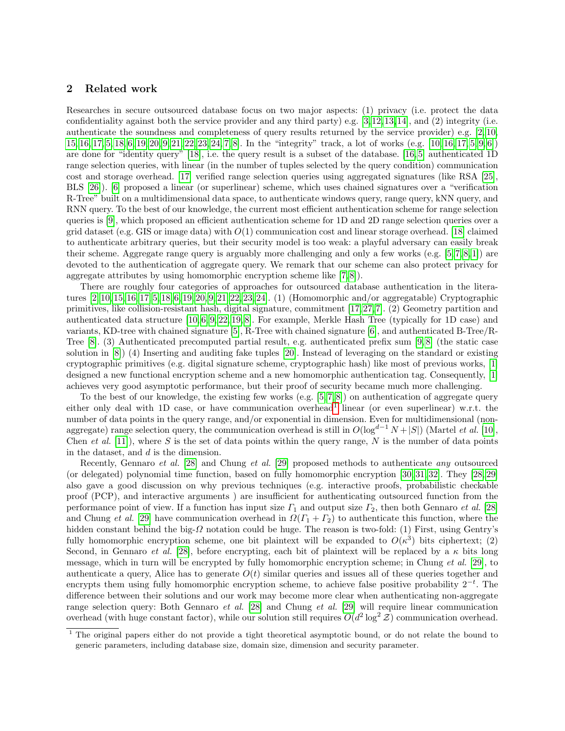## 2 Related work

Researches in secure outsourced database focus on two major aspects: (1) privacy (i.e. protect the data confidentiality against both the service provider and any third party) e.g. [3,12,13,14], and (2) integrity (i.e. authenticate the soundness and completeness of query results returned by the service provider) e.g. [2,10,15,16,17,5,18,6,19,20,9,21,22,23,24,7,8]. In the "integrity" track, a lot of works (e.g. [10,16,17,5,9,6]) are done for "identity query" [18], i.e. the query result is a subset of the database. [16,5] authenticated 1D range selection queries, with linear (in the number of tuples selected by the query condition) communication cost and storage overhead. [17] verified range selection queries using aggregated signatures (like RSA [25], BLS [26]). [6] proposed a linear (or superlinear) scheme, which uses chained signatures over a "verification R-Tree" built on a multidimensional data space, to authenticate windows query, range query, kNN query, and RNN query. To the best of our knowledge, the current most efficient authentication scheme for range selection queries is [9], which proposed an efficient authentication scheme for 1D and 2D range selection queries over a grid dataset (e.g. GIS or image data) with $O(1)$ communication cost and linear storage overhead. [18] claimed to authenticate arbitrary queries, but their security model is too weak: a playful adversary can easily break their scheme. Aggregate range query is arguably more challenging and only a few works (e.g. [5,7,8,1]) are devoted to the authentication of aggregate query. We remark that our scheme can also protect privacy for aggregate attributes by using homomorphic encryption scheme like [7,8]).

There are roughly four categories of approaches for outsourced database authentication in the literatures [2,10,15,16,17,5,18,6,19,20,9,21,22,23,24]. (1) (Homomorphic and/or aggregatable) Cryptographic primitives, like collision-resistant hash, digital signature, commitment [17,27,7]. (2) Geometry partition and authenticated data structure [10,6,9,22,19,8]. For example, Merkle Hash Tree (typically for 1D case) and variants, KD-tree with chained signature [5], R-Tree with chained signature [6], and authenticated B-Tree/R-Tree [8]. (3) Authenticated precomputed partial result, e.g. authenticated prefix sum [9,8] (the static case solution in [8]) (4) Inserting and auditing fake tuples [20]. Instead of leveraging on the standard or existing cryptographic primitives (e.g. digital signature scheme, cryptographic hash) like most of previous works, [1] designed a new functional encryption scheme and a new homomorphic authentication tag. Consequently, [1] achieves very good asymptotic performance, but their proof of security became much more challenging.

To the best of our knowledge, the existing few works (e.g. [5,7,8]) on authentication of aggregate query either only deal with 1D case, or have communication overhead[1] linear (or even superlinear) w.r.t. the number of data points in the query range, and/or exponential in dimension. Even for multidimensional (non-aggregate) range selection query, the communication overhead is still in $O(\log^{d-1} N + |S|)$ (Martel *et al.* [10], Chen *et al.* [11]), where $S$ is the set of data points within the query range, $N$ is the number of data points in the dataset, and $d$ is the dimension.

Recently, Gennaro *et al.* [28] and Chung *et al.* [29] proposed methods to authenticate *any* outsourced (or delegated) polynomial time function, based on fully homomorphic encryption [30,31,32]. They [28,29] also gave a good discussion on why previous techniques (e.g. interactive proofs, probabilistic checkable proof (PCP), and interactive arguments ) are insufficient for authenticating outsourced function from the performance point of view. If a function has input size $\Gamma_1$ and output size $\Gamma_2$, then both Gennaro *et al.* [28] and Chung *et al.* [29] have communication overhead in $\Omega(\Gamma_1 + \Gamma_2)$ to authenticate this function, where the hidden constant behind the big-$\Omega$ notation could be huge. The reason is two-fold: (1) First, using Gentry's fully homomorphic encryption scheme, one bit plaintext will be expanded to $O(\kappa^3)$ bits ciphertext; (2) Second, in Gennaro *et al.* [28], before encrypting, each bit of plaintext will be replaced by a $\kappa$ bits long message, which in turn will be encrypted by fully homomorphic encryption scheme; in Chung *et al.* [29], to authenticate a query, Alice has to generate $O(t)$ similar queries and issues all of these queries together and encrypts them using fully homomorphic encryption scheme, to achieve false positive probability $2^{-t}$. The difference between their solutions and our work may become more clear when authenticating non-aggregate range selection query: Both Gennaro *et al.* [28] and Chung *et al.* [29] will require linear communication overhead (with huge constant factor), while our solution still requires $O(d^2 \log^2 \mathcal{Z})$ communication overhead.

[1] The original papers either do not provide a tight theoretical asymptotic bound, or do not relate the bound to generic parameters, including database size, domain size, dimension and security parameter.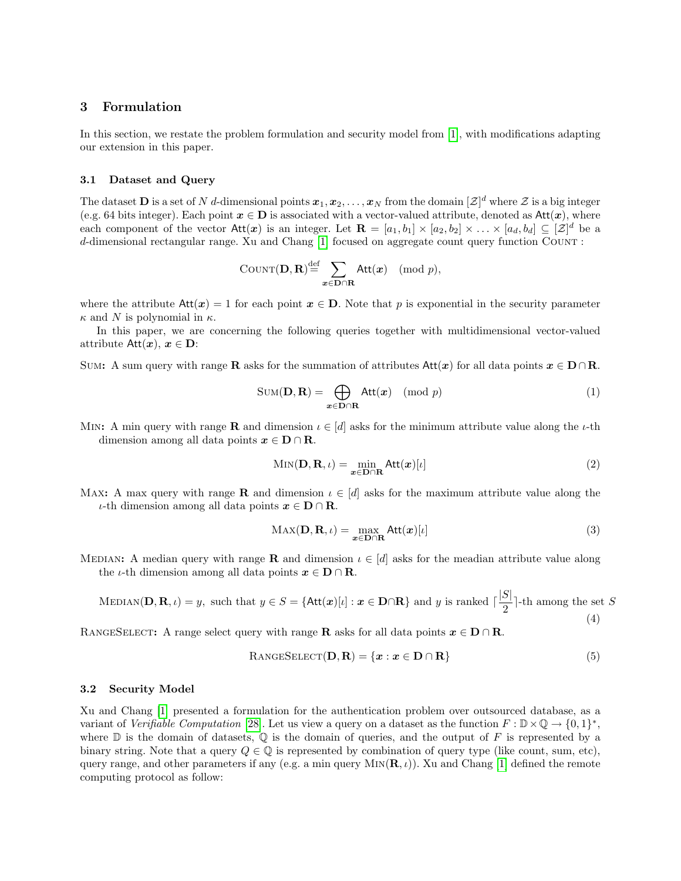## 3 Formulation

In this section, we restate the problem formulation and security model from [1], with modifications adapting our extension in this paper.

### 3.1 Dataset and Query

The dataset $\mathbf{D}$ is a set of $N$ $d$-dimensional points $\boldsymbol{x}_1, \boldsymbol{x}_2, \ldots, \boldsymbol{x}_N$ from the domain $[\mathcal{Z}]^d$ where $\mathcal{Z}$ is a big integer (e.g. 64 bits integer). Each point $\boldsymbol{x} \in \mathbf{D}$ is associated with a vector-valued attribute, denoted as $\mathsf{Att}(\boldsymbol{x})$, where each component of the vector $\mathsf{Att}(\boldsymbol{x})$ is an integer. Let $\mathbf{R} = [a_1, b_1] \times [a_2, b_2] \times \ldots \times [a_d, b_d] \subseteq [\mathcal{Z}]^d$ be a $d$-dimensional rectangular range. Xu and Chang [1] focused on aggregate count query function $\textsc{Count}$ :

$$\textsc{Count}(\mathbf{D}, \mathbf{R}) \stackrel{\text{def}}{=} \sum_{\boldsymbol{x} \in \mathbf{D} \cap \mathbf{R}} \mathsf{Att}(\boldsymbol{x}) \pmod{p},$$

where the attribute $\mathsf{Att}(\boldsymbol{x}) = 1$ for each point $\boldsymbol{x} \in \mathbf{D}$. Note that $p$ is exponential in the security parameter $\kappa$ and $N$ is polynomial in $\kappa$.

In this paper, we are concerning the following queries together with multidimensional vector-valued attribute $\mathsf{Att}(\boldsymbol{x})$, $\boldsymbol{x} \in \mathbf{D}$:

$\textsc{Sum}$**:** A sum query with range $\mathbf{R}$ asks for the summation of attributes $\mathsf{Att}(\boldsymbol{x})$ for all data points $\boldsymbol{x} \in \mathbf{D} \cap \mathbf{R}$.

$$\textsc{Sum}(\mathbf{D}, \mathbf{R}) = \bigoplus_{\boldsymbol{x} \in \mathbf{D} \cap \mathbf{R}} \mathsf{Att}(\boldsymbol{x}) \pmod{p} \tag{1}$$

$\textsc{Min}$**:** A min query with range $\mathbf{R}$ and dimension $\iota \in [d]$ asks for the minimum attribute value along the $\iota$-th dimension among all data points $\boldsymbol{x} \in \mathbf{D} \cap \mathbf{R}$.

$$\textsc{Min}(\mathbf{D}, \mathbf{R}, \iota) = \min_{\boldsymbol{x} \in \mathbf{D} \cap \mathbf{R}} \mathsf{Att}(\boldsymbol{x})[\iota] \tag{2}$$

$\textsc{Max}$**:** A max query with range $\mathbf{R}$ and dimension $\iota \in [d]$ asks for the maximum attribute value along the $\iota$-th dimension among all data points $\boldsymbol{x} \in \mathbf{D} \cap \mathbf{R}$.

$$\textsc{Max}(\mathbf{D}, \mathbf{R}, \iota) = \max_{\boldsymbol{x} \in \mathbf{D} \cap \mathbf{R}} \mathsf{Att}(\boldsymbol{x})[\iota] \tag{3}$$

$\textsc{Median}$**:** A median query with range $\mathbf{R}$ and dimension $\iota \in [d]$ asks for the meadian attribute value along the $\iota$-th dimension among all data points $\boldsymbol{x} \in \mathbf{D} \cap \mathbf{R}$.

$$\textsc{Median}(\mathbf{D}, \mathbf{R}, \iota) = y, \text{ such that } y \in S = \{\mathsf{Att}(\boldsymbol{x})[\iota] : \boldsymbol{x} \in \mathbf{D} \cap \mathbf{R}\} \text{ and } y \text{ is ranked } \lceil \frac{|S|}{2} \rceil\text{-th among the set } S \tag{4}$$

$\textsc{RangeSelect}$**:** A range select query with range $\mathbf{R}$ asks for all data points $\boldsymbol{x} \in \mathbf{D} \cap \mathbf{R}$.

$$\textsc{RangeSelect}(\mathbf{D}, \mathbf{R}) = \{\boldsymbol{x} : \boldsymbol{x} \in \mathbf{D} \cap \mathbf{R}\} \tag{5}$$

### 3.2 Security Model

Xu and Chang [1] presented a formulation for the authentication problem over outsourced database, as a variant of *Verifiable Computation* [28]. Let us view a query on a dataset as the function $F : \mathbb{D} \times \mathbb{Q} \to \{0,1\}^*$, where $\mathbb{D}$ is the domain of datasets, $\mathbb{Q}$ is the domain of queries, and the output of $F$ is represented by a binary string. Note that a query $Q \in \mathbb{Q}$ is represented by combination of query type (like count, sum, etc), query range, and other parameters if any (e.g. a min query $\textsc{Min}(\mathbf{R}, \iota)$). Xu and Chang [1] defined the remote computing protocol as follow: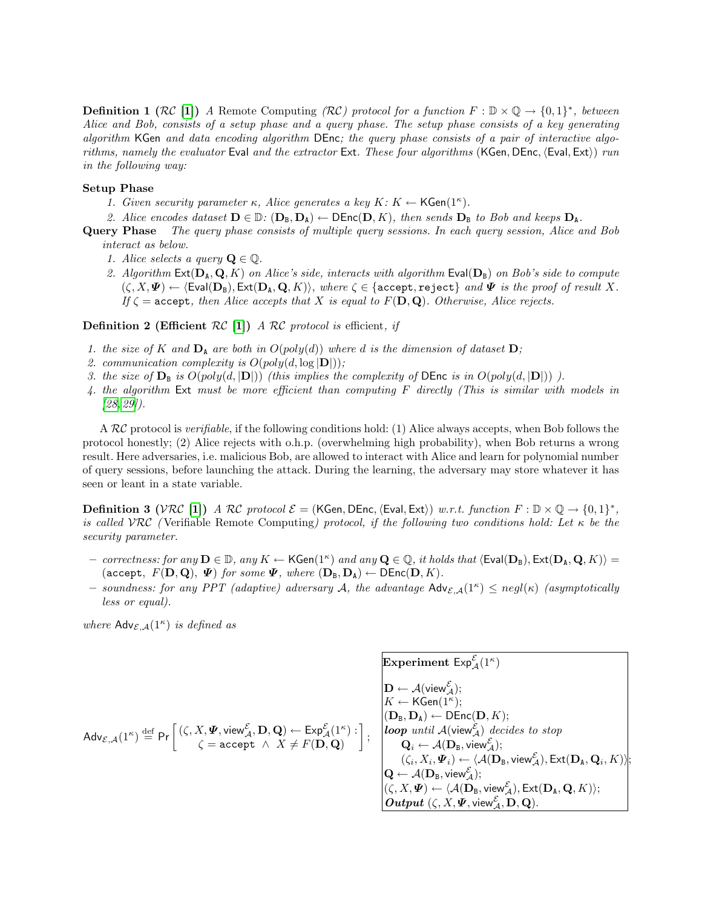**Definition 1 ($\mathcal{RC}$ [1])** *A* Remote Computing *($\mathcal{RC}$) protocol for a function $F : \mathbb{D} \times \mathbb{Q} \to \{0,1\}^*$, between Alice and Bob, consists of a setup phase and a query phase. The setup phase consists of a key generating algorithm* $\mathsf{KGen}$ *and data encoding algorithm* $\mathsf{DEnc}$*; the query phase consists of a pair of interactive algorithms, namely the evaluator* $\mathsf{Eval}$ *and the extractor* $\mathsf{Ext}$*. These four algorithms ($\mathsf{KGen}, \mathsf{DEnc}, \langle \mathsf{Eval}, \mathsf{Ext} \rangle$) run in the following way:*

**Setup Phase**

1. *Given security parameter $\kappa$, Alice generates a key $K$: $K \leftarrow \mathsf{KGen}(1^\kappa)$.*
2. *Alice encodes dataset $\mathbf{D} \in \mathbb{D}$: $(\mathbf{D}_\mathtt{B}, \mathbf{D}_\mathtt{A}) \leftarrow \mathsf{DEnc}(\mathbf{D}, K)$, then sends $\mathbf{D}_\mathtt{B}$ to Bob and keeps $\mathbf{D}_\mathtt{A}$.*

**Query Phase** *The query phase consists of multiple query sessions. In each query session, Alice and Bob interact as below.*

1. *Alice selects a query $\mathbf{Q} \in \mathbb{Q}$.*
2. *Algorithm $\mathsf{Ext}(\mathbf{D}_\mathtt{A}, \mathbf{Q}, K)$ on Alice's side, interacts with algorithm $\mathsf{Eval}(\mathbf{D}_\mathtt{B})$ on Bob's side to compute $(\zeta, X, \boldsymbol{\Psi}) \leftarrow \langle \mathsf{Eval}(\mathbf{D}_\mathtt{B}), \mathsf{Ext}(\mathbf{D}_\mathtt{A}, \mathbf{Q}, K) \rangle$, where $\zeta \in \{\mathtt{accept}, \mathtt{reject}\}$ and $\boldsymbol{\Psi}$ is the proof of result $X$. If $\zeta = \mathtt{accept}$, then Alice accepts that $X$ is equal to $F(\mathbf{D}, \mathbf{Q})$. Otherwise, Alice rejects.*

**Definition 2 (Efficient $\mathcal{RC}$ [1])** *A $\mathcal{RC}$ protocol is* efficient*, if*

1. *the size of $K$ and $\mathbf{D}_\mathtt{A}$ are both in $O(poly(d))$ where $d$ is the dimension of dataset $\mathbf{D}$;*
2. *communication complexity is $O(poly(d, \log |\mathbf{D}|))$;*
3. *the size of $\mathbf{D}_\mathtt{B}$ is $O(poly(d, |\mathbf{D}|))$ (this implies the complexity of $\mathsf{DEnc}$ is in $O(poly(d, |\mathbf{D}|))$ ).*
4. *the algorithm $\mathsf{Ext}$ must be more efficient than computing $F$ directly (This is similar with models in [28,29]).*

A $\mathcal{RC}$ protocol is *verifiable*, if the following conditions hold: (1) Alice always accepts, when Bob follows the protocol honestly; (2) Alice rejects with o.h.p. (overwhelming high probability), when Bob returns a wrong result. Here adversaries, i.e. malicious Bob, are allowed to interact with Alice and learn for polynomial number of query sessions, before launching the attack. During the learning, the adversary may store whatever it has seen or leant in a state variable.

**Definition 3 ($\mathcal{VRC}$ [1])** *A $\mathcal{RC}$ protocol $\mathcal{E} = (\mathsf{KGen}, \mathsf{DEnc}, \langle \mathsf{Eval}, \mathsf{Ext} \rangle)$ w.r.t. function $F : \mathbb{D} \times \mathbb{Q} \to \{0,1\}^*$, is called $\mathcal{VRC}$ (*Verifiable Remote Computing*) protocol, if the following two conditions hold: Let $\kappa$ be the security parameter.*

- *correctness: for any $\mathbf{D} \in \mathbb{D}$, any $K \leftarrow \mathsf{KGen}(1^\kappa)$ and any $\mathbf{Q} \in \mathbb{Q}$, it holds that $\langle \mathsf{Eval}(\mathbf{D}_\mathtt{B}), \mathsf{Ext}(\mathbf{D}_\mathtt{A}, \mathbf{Q}, K) \rangle = (\mathtt{accept},\ F(\mathbf{D}, \mathbf{Q}),\ \boldsymbol{\Psi})$ for some $\boldsymbol{\Psi}$, where $(\mathbf{D}_\mathtt{B}, \mathbf{D}_\mathtt{A}) \leftarrow \mathsf{DEnc}(\mathbf{D}, K)$.*
- *soundness: for any PPT (adaptive) adversary $\mathcal{A}$, the advantage $\mathsf{Adv}_{\mathcal{E},\mathcal{A}}(1^\kappa) \le negl(\kappa)$ (asymptotically less or equal).*

*where $\mathsf{Adv}_{\mathcal{E},\mathcal{A}}(1^\kappa)$ is defined as*

$$\mathsf{Adv}_{\mathcal{E},\mathcal{A}}(1^\kappa) \stackrel{\text{def}}{=} \Pr\left[ \begin{array}{c} (\zeta, X, \boldsymbol{\Psi}, \mathsf{view}_{\mathcal{A}}^{\mathcal{E}}, \mathbf{D}, \mathbf{Q}) \leftarrow \mathsf{Exp}_{\mathcal{A}}^{\mathcal{E}}(1^\kappa) : \\ \zeta = \mathtt{accept} \ \wedge \ X \neq F(\mathbf{D}, \mathbf{Q}) \end{array} \right];$$

**Experiment** $\mathsf{Exp}_{\mathcal{A}}^{\mathcal{E}}(1^\kappa)$

$\mathbf{D} \leftarrow \mathcal{A}(\mathsf{view}_{\mathcal{A}}^{\mathcal{E}})$;
$K \leftarrow \mathsf{KGen}(1^\kappa)$;
$(\mathbf{D}_\mathtt{B}, \mathbf{D}_\mathtt{A}) \leftarrow \mathsf{DEnc}(\mathbf{D}, K)$;
***loop*** *until* $\mathcal{A}(\mathsf{view}_{\mathcal{A}}^{\mathcal{E}})$ *decides to stop*
  $\mathbf{Q}_i \leftarrow \mathcal{A}(\mathbf{D}_\mathtt{B}, \mathsf{view}_{\mathcal{A}}^{\mathcal{E}})$;
  $(\zeta_i, X_i, \boldsymbol{\Psi}_i) \leftarrow \langle \mathcal{A}(\mathbf{D}_\mathtt{B}, \mathsf{view}_{\mathcal{A}}^{\mathcal{E}}), \mathsf{Ext}(\mathbf{D}_\mathtt{A}, \mathbf{Q}_i, K) \rangle$;
$\mathbf{Q} \leftarrow \mathcal{A}(\mathbf{D}_\mathtt{B}, \mathsf{view}_{\mathcal{A}}^{\mathcal{E}})$;
$(\zeta, X, \boldsymbol{\Psi}) \leftarrow \langle \mathcal{A}(\mathbf{D}_\mathtt{B}, \mathsf{view}_{\mathcal{A}}^{\mathcal{E}}), \mathsf{Ext}(\mathbf{D}_\mathtt{A}, \mathbf{Q}, K) \rangle$;
***Output*** $(\zeta, X, \boldsymbol{\Psi}, \mathsf{view}_{\mathcal{A}}^{\mathcal{E}}, \mathbf{D}, \mathbf{Q})$.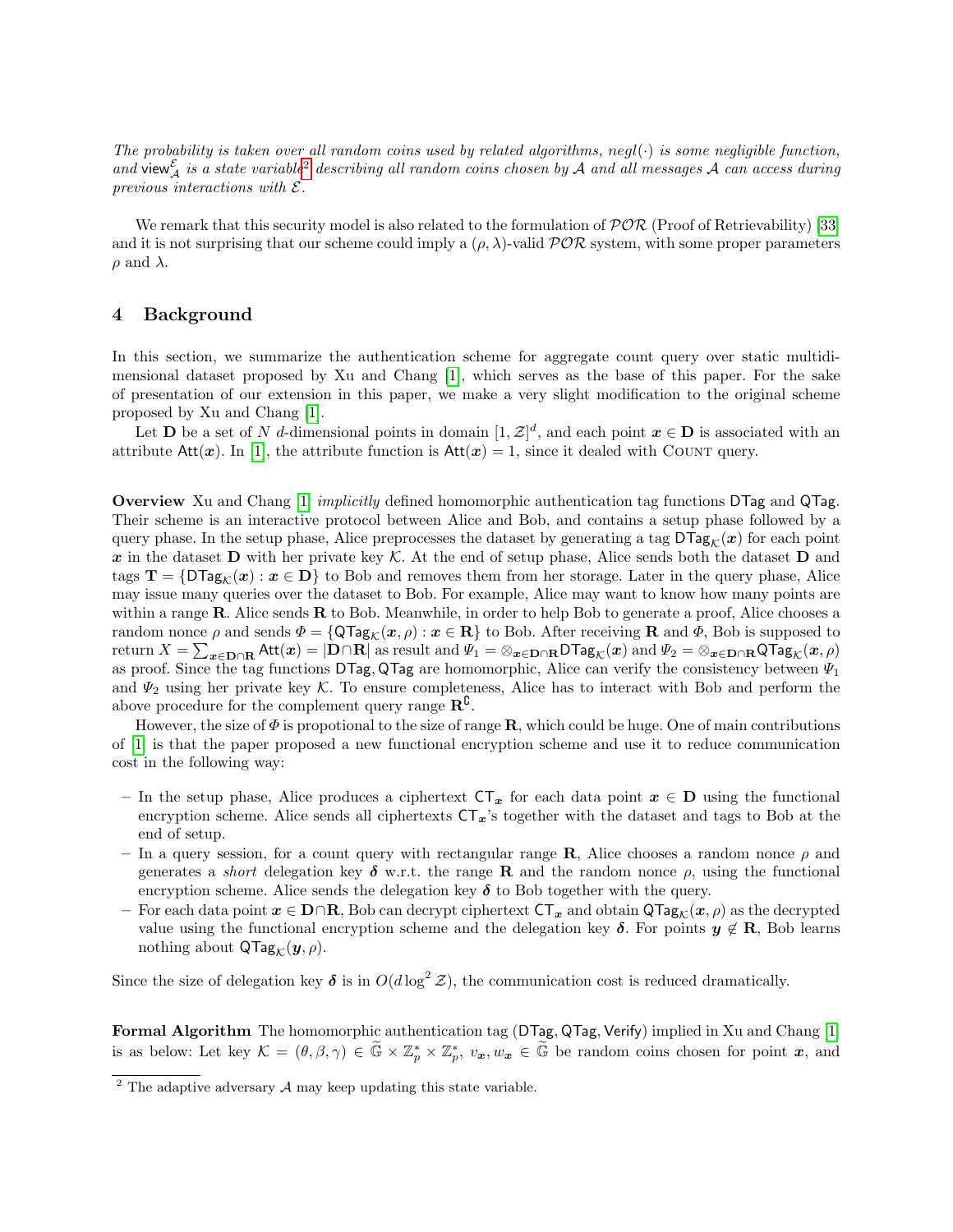*The probability is taken over all random coins used by related algorithms, $negl(\cdot)$ is some negligible function, and $\mathsf{view}_{\mathcal{A}}^{\mathcal{E}}$ is a state variable*[2] *describing all random coins chosen by $\mathcal{A}$ and all messages $\mathcal{A}$ can access during previous interactions with $\mathcal{E}$.*

We remark that this security model is also related to the formulation of $\mathcal{POR}$ (Proof of Retrievability) [33] and it is not surprising that our scheme could imply a $(\rho, \lambda)$-valid $\mathcal{POR}$ system, with some proper parameters $\rho$ and $\lambda$.

## 4 Background

In this section, we summarize the authentication scheme for aggregate count query over static multidimensional dataset proposed by Xu and Chang [1], which serves as the base of this paper. For the sake of presentation of our extension in this paper, we make a very slight modification to the original scheme proposed by Xu and Chang [1].

Let $\mathbf{D}$ be a set of $N$ $d$-dimensional points in domain $[1, \mathcal{Z}]^d$, and each point $\boldsymbol{x} \in \mathbf{D}$ is associated with an attribute $\mathsf{Att}(\boldsymbol{x})$. In [1], the attribute function is $\mathsf{Att}(\boldsymbol{x}) = 1$, since it dealed with COUNT query.

**Overview** Xu and Chang [1] *implicitly* defined homomorphic authentication tag functions $\mathsf{DTag}$ and $\mathsf{QTag}$. Their scheme is an interactive protocol between Alice and Bob, and contains a setup phase followed by a query phase. In the setup phase, Alice preprocesses the dataset by generating a tag $\mathsf{DTag}_{\mathcal{K}}(\boldsymbol{x})$ for each point $\boldsymbol{x}$ in the dataset $\mathbf{D}$ with her private key $\mathcal{K}$. At the end of setup phase, Alice sends both the dataset $\mathbf{D}$ and tags $\mathbf{T} = \{\mathsf{DTag}_{\mathcal{K}}(\boldsymbol{x}) : \boldsymbol{x} \in \mathbf{D}\}$ to Bob and removes them from her storage. Later in the query phase, Alice may issue many queries over the dataset to Bob. For example, Alice may want to know how many points are within a range $\mathbf{R}$. Alice sends $\mathbf{R}$ to Bob. Meanwhile, in order to help Bob to generate a proof, Alice chooses a random nonce $\rho$ and sends $\Phi = \{\mathsf{QTag}_{\mathcal{K}}(\boldsymbol{x}, \rho) : \boldsymbol{x} \in \mathbf{R}\}$ to Bob. After receiving $\mathbf{R}$ and $\Phi$, Bob is supposed to return $X = \sum_{\boldsymbol{x} \in \mathbf{D} \cap \mathbf{R}} \mathsf{Att}(\boldsymbol{x}) = |\mathbf{D} \cap \mathbf{R}|$ as result and $\Psi_1 = \otimes_{\boldsymbol{x} \in \mathbf{D} \cap \mathbf{R}} \mathsf{DTag}_{\mathcal{K}}(\boldsymbol{x})$ and $\Psi_2 = \otimes_{\boldsymbol{x} \in \mathbf{D} \cap \mathbf{R}} \mathsf{QTag}_{\mathcal{K}}(\boldsymbol{x}, \rho)$ as proof. Since the tag functions $\mathsf{DTag}, \mathsf{QTag}$ are homomorphic, Alice can verify the consistency between $\Psi_1$ and $\Psi_2$ using her private key $\mathcal{K}$. To ensure completeness, Alice has to interact with Bob and perform the above procedure for the complement query range $\mathbf{R}^{\complement}$.

However, the size of $\Phi$ is propotional to the size of range $\mathbf{R}$, which could be huge. One of main contributions of [1] is that the paper proposed a new functional encryption scheme and use it to reduce communication cost in the following way:

- In the setup phase, Alice produces a ciphertext $\mathsf{CT}_{\boldsymbol{x}}$ for each data point $\boldsymbol{x} \in \mathbf{D}$ using the functional encryption scheme. Alice sends all ciphertexts $\mathsf{CT}_{\boldsymbol{x}}$'s together with the dataset and tags to Bob at the end of setup.
- In a query session, for a count query with rectangular range $\mathbf{R}$, Alice chooses a random nonce $\rho$ and generates a *short* delegation key $\boldsymbol{\delta}$ w.r.t. the range $\mathbf{R}$ and the random nonce $\rho$, using the functional encryption scheme. Alice sends the delegation key $\boldsymbol{\delta}$ to Bob together with the query.
- For each data point $\boldsymbol{x} \in \mathbf{D} \cap \mathbf{R}$, Bob can decrypt ciphertext $\mathsf{CT}_{\boldsymbol{x}}$ and obtain $\mathsf{QTag}_{\mathcal{K}}(\boldsymbol{x}, \rho)$ as the decrypted value using the functional encryption scheme and the delegation key $\boldsymbol{\delta}$. For points $\boldsymbol{y} \notin \mathbf{R}$, Bob learns nothing about $\mathsf{QTag}_{\mathcal{K}}(\boldsymbol{y}, \rho)$.

Since the size of delegation key $\boldsymbol{\delta}$ is in $O(d \log^2 \mathcal{Z})$, the communication cost is reduced dramatically.

**Formal Algorithm** The homomorphic authentication tag ($\mathsf{DTag}, \mathsf{QTag}, \mathsf{Verify}$) implied in Xu and Chang [1] is as below: Let key $\mathcal{K} = (\theta, \beta, \gamma) \in \widetilde{\mathbb{G}} \times \mathbb{Z}_p^* \times \mathbb{Z}_p^*$, $v_{\boldsymbol{x}}, w_{\boldsymbol{x}} \in \widetilde{\mathbb{G}}$ be random coins chosen for point $\boldsymbol{x}$, and

[2] The adaptive adversary $\mathcal{A}$ may keep updating this state variable.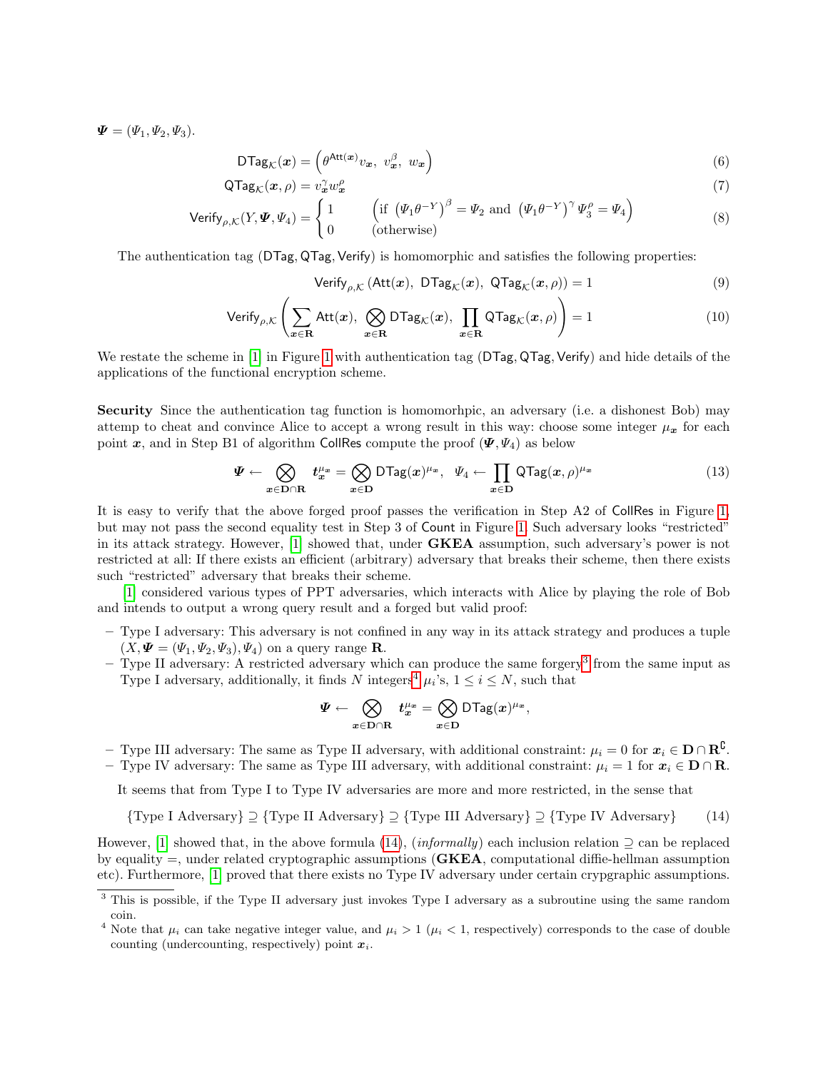$\boldsymbol{\Psi} = (\Psi_1, \Psi_2, \Psi_3)$.

$$\mathsf{DTag}_{\mathcal{K}}(\boldsymbol{x}) = \left(\theta^{\mathsf{Att}(\boldsymbol{x})} v_{\boldsymbol{x}},\ v_{\boldsymbol{x}}^{\beta},\ w_{\boldsymbol{x}}\right) \tag{6}$$

$$\mathsf{QTag}_{\mathcal{K}}(\boldsymbol{x}, \rho) = v_{\boldsymbol{x}}^{\gamma} w_{\boldsymbol{x}}^{\rho} \tag{7}$$

$$\mathsf{Verify}_{\rho,\mathcal{K}}(Y, \boldsymbol{\Psi}, \Psi_4) = \begin{cases} 1 & \left(\text{if } \left(\Psi_1 \theta^{-Y}\right)^{\beta} = \Psi_2 \text{ and } \left(\Psi_1 \theta^{-Y}\right)^{\gamma} \Psi_3^{\rho} = \Psi_4\right) \\ 0 & (\text{otherwise}) \end{cases} \tag{8}$$

The authentication tag ($\mathsf{DTag}, \mathsf{QTag}, \mathsf{Verify}$) is homomorphic and satisfies the following properties:

$$\mathsf{Verify}_{\rho,\mathcal{K}}\left(\mathsf{Att}(\boldsymbol{x}),\ \mathsf{DTag}_{\mathcal{K}}(\boldsymbol{x}),\ \mathsf{QTag}_{\mathcal{K}}(\boldsymbol{x}, \rho)\right) = 1 \tag{9}$$

$$\mathsf{Verify}_{\rho,\mathcal{K}}\left(\sum_{\boldsymbol{x}\in\mathbf{R}} \mathsf{Att}(\boldsymbol{x}),\ \bigotimes_{\boldsymbol{x}\in\mathbf{R}} \mathsf{DTag}_{\mathcal{K}}(\boldsymbol{x}),\ \prod_{\boldsymbol{x}\in\mathbf{R}} \mathsf{QTag}_{\mathcal{K}}(\boldsymbol{x}, \rho)\right) = 1 \tag{10}$$

We restate the scheme in [1] in Figure 1 with authentication tag ($\mathsf{DTag}, \mathsf{QTag}, \mathsf{Verify}$) and hide details of the applications of the functional encryption scheme.

**Security** Since the authentication tag function is homomorhpic, an adversary (i.e. a dishonest Bob) may attemp to cheat and convince Alice to accept a wrong result in this way: choose some integer $\mu_{\boldsymbol{x}}$ for each point $\boldsymbol{x}$, and in Step B1 of algorithm $\mathsf{CollRes}$ compute the proof $(\boldsymbol{\Psi}, \Psi_4)$ as below

$$\boldsymbol{\Psi} \leftarrow \bigotimes_{\boldsymbol{x}\in\mathbf{D}\cap\mathbf{R}} \boldsymbol{t}_{\boldsymbol{x}}^{\mu_{\boldsymbol{x}}} = \bigotimes_{\boldsymbol{x}\in\mathbf{D}} \mathsf{DTag}(\boldsymbol{x})^{\mu_{\boldsymbol{x}}},\quad \Psi_4 \leftarrow \prod_{\boldsymbol{x}\in\mathbf{D}} \mathsf{QTag}(\boldsymbol{x}, \rho)^{\mu_{\boldsymbol{x}}} \tag{13}$$

It is easy to verify that the above forged proof passes the verification in Step A2 of $\mathsf{CollRes}$ in Figure 1, but may not pass the second equality test in Step 3 of $\mathsf{Count}$ in Figure 1. Such adversary looks "restricted" in its attack strategy. However, [1] showed that, under **GKEA** assumption, such adversary's power is not restricted at all: If there exists an efficient (arbitrary) adversary that breaks their scheme, then there exists such "restricted" adversary that breaks their scheme.

[1] considered various types of PPT adversaries, which interacts with Alice by playing the role of Bob and intends to output a wrong query result and a forged but valid proof:

– Type I adversary: This adversary is not confined in any way in its attack strategy and produces a tuple $(X, \boldsymbol{\Psi} = (\Psi_1, \Psi_2, \Psi_3), \Psi_4)$ on a query range $\mathbf{R}$.
– Type II adversary: A restricted adversary which can produce the same forgery[3] from the same input as Type I adversary, additionally, it finds $N$ integers[4] $\mu_i$'s, $1 \le i \le N$, such that

$$\boldsymbol{\Psi} \leftarrow \bigotimes_{\boldsymbol{x}\in\mathbf{D}\cap\mathbf{R}} \boldsymbol{t}_{\boldsymbol{x}}^{\mu_{\boldsymbol{x}}} = \bigotimes_{\boldsymbol{x}\in\mathbf{D}} \mathsf{DTag}(\boldsymbol{x})^{\mu_{\boldsymbol{x}}},$$

– Type III adversary: The same as Type II adversary, with additional constraint: $\mu_i = 0$ for $\boldsymbol{x}_i \in \mathbf{D} \cap \mathbf{R}^{\complement}$.
– Type IV adversary: The same as Type III adversary, with additional constraint: $\mu_i = 1$ for $\boldsymbol{x}_i \in \mathbf{D} \cap \mathbf{R}$.

It seems that from Type I to Type IV adversaries are more and more restricted, in the sense that

$$\{\text{Type I Adversary}\} \supseteq \{\text{Type II Adversary}\} \supseteq \{\text{Type III Adversary}\} \supseteq \{\text{Type IV Adversary}\} \tag{14}$$

However, [1] showed that, in the above formula (14), (*informally*) each inclusion relation $\supseteq$ can be replaced by equality $=$, under related cryptographic assumptions (**GKEA**, computational diffie-hellman assumption etc). Furthermore, [1] proved that there exists no Type IV adversary under certain crypgraphic assumptions.

---

[3] This is possible, if the Type II adversary just invokes Type I adversary as a subroutine using the same random coin.

[4] Note that $\mu_i$ can take negative integer value, and $\mu_i > 1$ ($\mu_i < 1$, respectively) corresponds to the case of double counting (undercounting, respectively) point $\boldsymbol{x}_i$.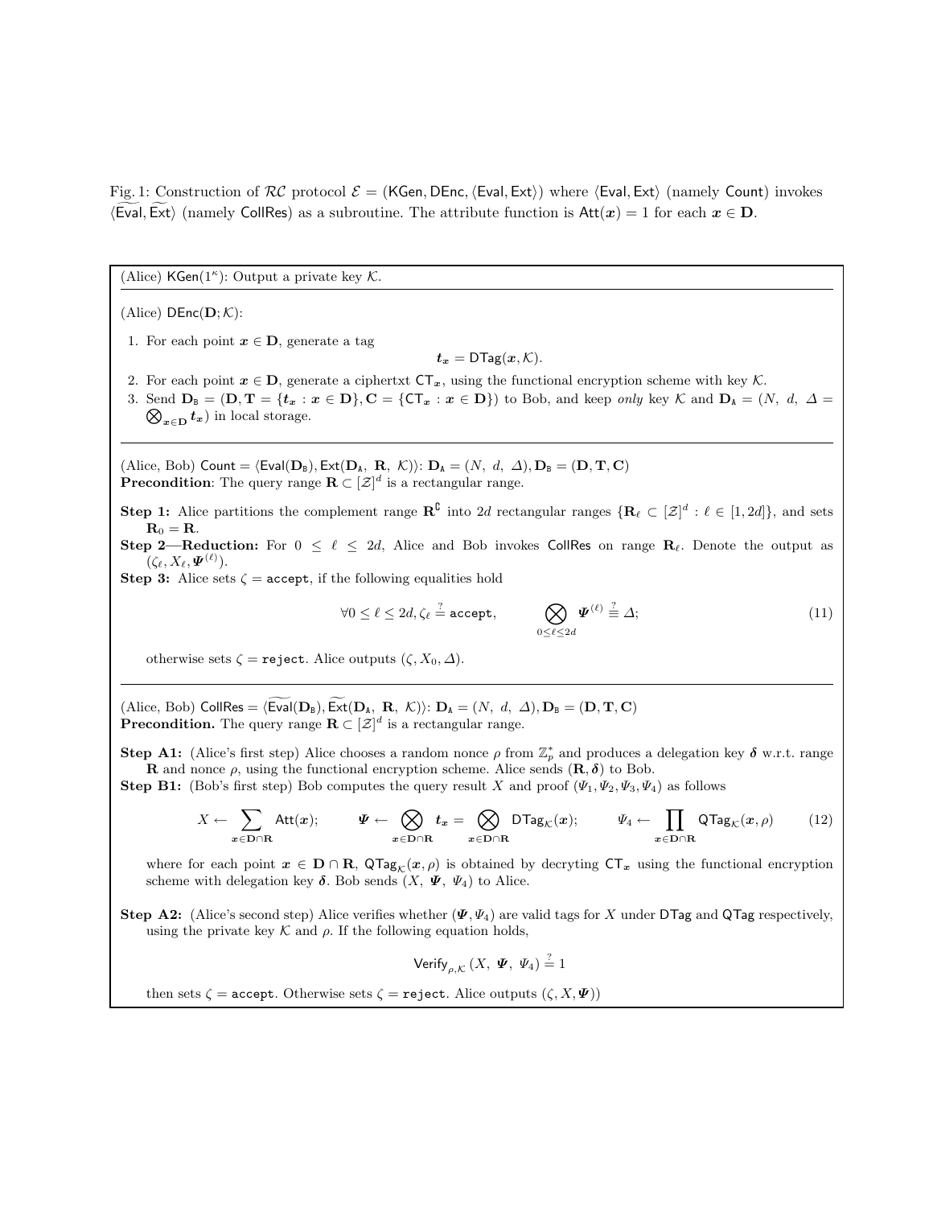Fig. 1: Construction of $\mathcal{RC}$ protocol $\mathcal{E} = (\mathsf{KGen}, \mathsf{DEnc}, \langle \mathsf{Eval}, \mathsf{Ext} \rangle)$ where $\langle \mathsf{Eval}, \mathsf{Ext} \rangle$ (namely $\mathsf{Count}$) invokes $\langle \widetilde{\mathsf{Eval}}, \widetilde{\mathsf{Ext}} \rangle$ (namely $\mathsf{CollRes}$) as a subroutine. The attribute function is $\mathsf{Att}(\boldsymbol{x}) = 1$ for each $\boldsymbol{x} \in \mathbf{D}$.

---

(Alice) $\mathsf{KGen}(1^\kappa)$: Output a private key $\mathcal{K}$.

---

(Alice) $\mathsf{DEnc}(\mathbf{D}; \mathcal{K})$:

1. For each point $\boldsymbol{x} \in \mathbf{D}$, generate a tag

$$\boldsymbol{t}_{\boldsymbol{x}} = \mathsf{DTag}(\boldsymbol{x}, \mathcal{K}).$$

2. For each point $\boldsymbol{x} \in \mathbf{D}$, generate a ciphertxt $\mathsf{CT}_{\boldsymbol{x}}$, using the functional encryption scheme with key $\mathcal{K}$.
3. Send $\mathbf{D}_{\mathtt{B}} = (\mathbf{D}, \mathbf{T} = \{\boldsymbol{t}_{\boldsymbol{x}} : \boldsymbol{x} \in \mathbf{D}\}, \mathbf{C} = \{\mathsf{CT}_{\boldsymbol{x}} : \boldsymbol{x} \in \mathbf{D}\})$ to Bob, and keep *only* key $\mathcal{K}$ and $\mathbf{D}_{\mathtt{A}} = (N,\ d,\ \Delta = \bigotimes_{\boldsymbol{x} \in \mathbf{D}} \boldsymbol{t}_{\boldsymbol{x}})$ in local storage.

---

(Alice, Bob) $\mathsf{Count} = \langle \mathsf{Eval}(\mathbf{D}_{\mathtt{B}}), \mathsf{Ext}(\mathbf{D}_{\mathtt{A}},\ \mathbf{R},\ \mathcal{K}) \rangle$: $\mathbf{D}_{\mathtt{A}} = (N,\ d,\ \Delta), \mathbf{D}_{\mathtt{B}} = (\mathbf{D}, \mathbf{T}, \mathbf{C})$

**Precondition**: The query range $\mathbf{R} \subset [\mathcal{Z}]^d$ is a rectangular range.

**Step 1:** Alice partitions the complement range $\mathbf{R}^{\complement}$ into $2d$ rectangular ranges $\{\mathbf{R}_\ell \subset [\mathcal{Z}]^d : \ell \in [1, 2d]\}$, and sets $\mathbf{R}_0 = \mathbf{R}$.

**Step 2—Reduction:** For $0 \le \ell \le 2d$, Alice and Bob invokes $\mathsf{CollRes}$ on range $\mathbf{R}_\ell$. Denote the output as $(\zeta_\ell, X_\ell, \boldsymbol{\Psi}^{(\ell)})$.

**Step 3:** Alice sets $\zeta = \mathtt{accept}$, if the following equalities hold

$$\forall 0 \le \ell \le 2d, \zeta_\ell \stackrel{?}{=} \mathtt{accept}, \qquad \bigotimes_{0 \le \ell \le 2d} \boldsymbol{\Psi}^{(\ell)} \stackrel{?}{\equiv} \Delta; \tag{11}$$

otherwise sets $\zeta = \mathtt{reject}$. Alice outputs $(\zeta, X_0, \Delta)$.

---

(Alice, Bob) $\mathsf{CollRes} = \langle \widetilde{\mathsf{Eval}}(\mathbf{D}_{\mathtt{B}}), \widetilde{\mathsf{Ext}}(\mathbf{D}_{\mathtt{A}},\ \mathbf{R},\ \mathcal{K}) \rangle$: $\mathbf{D}_{\mathtt{A}} = (N,\ d,\ \Delta), \mathbf{D}_{\mathtt{B}} = (\mathbf{D}, \mathbf{T}, \mathbf{C})$

**Precondition.** The query range $\mathbf{R} \subset [\mathcal{Z}]^d$ is a rectangular range.

**Step A1:** (Alice's first step) Alice chooses a random nonce $\rho$ from $\mathbb{Z}_p^*$ and produces a delegation key $\boldsymbol{\delta}$ w.r.t. range $\mathbf{R}$ and nonce $\rho$, using the functional encryption scheme. Alice sends $(\mathbf{R}, \boldsymbol{\delta})$ to Bob.

**Step B1:** (Bob's first step) Bob computes the query result $X$ and proof $(\Psi_1, \Psi_2, \Psi_3, \Psi_4)$ as follows

$$X \leftarrow \sum_{\boldsymbol{x} \in \mathbf{D} \cap \mathbf{R}} \mathsf{Att}(\boldsymbol{x}); \qquad \boldsymbol{\Psi} \leftarrow \bigotimes_{\boldsymbol{x} \in \mathbf{D} \cap \mathbf{R}} \boldsymbol{t}_{\boldsymbol{x}} = \bigotimes_{\boldsymbol{x} \in \mathbf{D} \cap \mathbf{R}} \mathsf{DTag}_{\mathcal{K}}(\boldsymbol{x}); \qquad \Psi_4 \leftarrow \prod_{\boldsymbol{x} \in \mathbf{D} \cap \mathbf{R}} \mathsf{QTag}_{\mathcal{K}}(\boldsymbol{x}, \rho) \tag{12}$$

where for each point $\boldsymbol{x} \in \mathbf{D} \cap \mathbf{R}$, $\mathsf{QTag}_{\mathcal{K}}(\boldsymbol{x}, \rho)$ is obtained by decryting $\mathsf{CT}_{\boldsymbol{x}}$ using the functional encryption scheme with delegation key $\boldsymbol{\delta}$. Bob sends $(X,\ \boldsymbol{\Psi},\ \Psi_4)$ to Alice.

**Step A2:** (Alice's second step) Alice verifies whether $(\boldsymbol{\Psi}, \Psi_4)$ are valid tags for $X$ under $\mathsf{DTag}$ and $\mathsf{QTag}$ respectively, using the private key $\mathcal{K}$ and $\rho$. If the following equation holds,

$$\mathsf{Verify}_{\rho, \mathcal{K}}(X,\ \boldsymbol{\Psi},\ \Psi_4) \stackrel{?}{=} 1$$

then sets $\zeta = \mathtt{accept}$. Otherwise sets $\zeta = \mathtt{reject}$. Alice outputs $(\zeta, X, \boldsymbol{\Psi})$)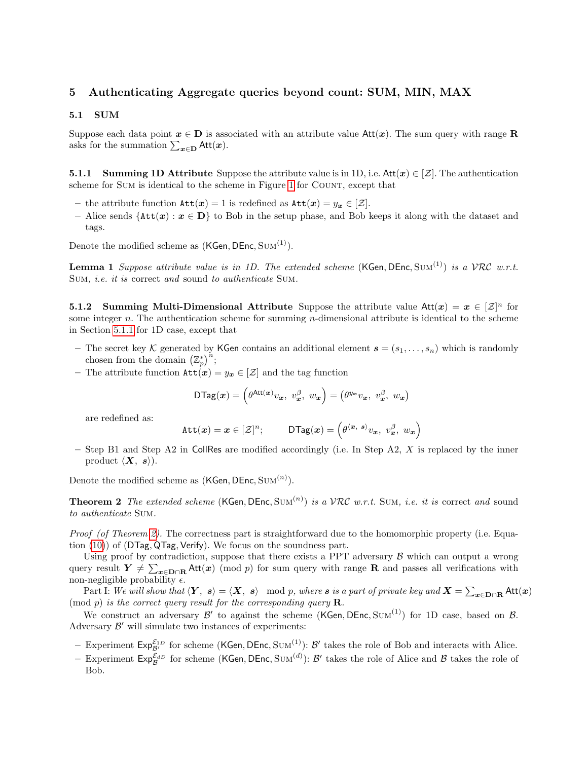# 5 Authenticating Aggregate queries beyond count: SUM, MIN, MAX

## 5.1 SUM

Suppose each data point $\boldsymbol{x} \in \mathbf{D}$ is associated with an attribute value $\mathsf{Att}(\boldsymbol{x})$. The sum query with range $\mathbf{R}$ asks for the summation $\sum_{\boldsymbol{x} \in \mathbf{D}} \mathsf{Att}(\boldsymbol{x})$.

**5.1.1 Summing 1D Attribute** Suppose the attribute value is in 1D, i.e. $\mathsf{Att}(\boldsymbol{x}) \in [\mathcal{Z}]$. The authentication scheme for SUM is identical to the scheme in Figure 1 for COUNT, except that

– the attribute function $\mathtt{Att}(\boldsymbol{x}) = 1$ is redefined as $\mathtt{Att}(\boldsymbol{x}) = y_{\boldsymbol{x}} \in [\mathcal{Z}]$.
– Alice sends $\{\mathtt{Att}(\boldsymbol{x}) : \boldsymbol{x} \in \mathbf{D}\}$ to Bob in the setup phase, and Bob keeps it along with the dataset and tags.

Denote the modified scheme as $(\mathsf{KGen}, \mathsf{DEnc}, \textsc{Sum}^{(1)})$.

**Lemma 1** *Suppose attribute value is in 1D. The extended scheme* $(\mathsf{KGen}, \mathsf{DEnc}, \textsc{Sum}^{(1)})$ *is a* $\mathcal{VRC}$ *w.r.t.* SUM*, i.e. it is* correct *and* sound *to authenticate* SUM*.*

**5.1.2 Summing Multi-Dimensional Attribute** Suppose the attribute value $\mathsf{Att}(\boldsymbol{x}) = \boldsymbol{x} \in [\mathcal{Z}]^n$ for some integer $n$. The authentication scheme for summing $n$-dimensional attribute is identical to the scheme in Section 5.1.1 for 1D case, except that

– The secret key $\mathcal{K}$ generated by $\mathsf{KGen}$ contains an additional element $\boldsymbol{s} = (s_1, \ldots, s_n)$ which is randomly chosen from the domain $\left(\mathbb{Z}_p^*\right)^n$;
– The attribute function $\mathtt{Att}(\boldsymbol{x}) = y_{\boldsymbol{x}} \in [\mathcal{Z}]$ and the tag function

$$\mathsf{DTag}(\boldsymbol{x}) = \left(\theta^{\mathsf{Att}(\boldsymbol{x})} v_{\boldsymbol{x}},\ v_{\boldsymbol{x}}^{\beta},\ w_{\boldsymbol{x}}\right) = \left(\theta^{y_{\boldsymbol{x}}} v_{\boldsymbol{x}},\ v_{\boldsymbol{x}}^{\beta},\ w_{\boldsymbol{x}}\right)$$

are redefined as:

$$\mathtt{Att}(\boldsymbol{x}) = \boldsymbol{x} \in [\mathcal{Z}]^n; \qquad \mathsf{DTag}(\boldsymbol{x}) = \left(\theta^{\langle \boldsymbol{x},\ \boldsymbol{s} \rangle} v_{\boldsymbol{x}},\ v_{\boldsymbol{x}}^{\beta},\ w_{\boldsymbol{x}}\right)$$

– Step B1 and Step A2 in $\mathsf{CollRes}$ are modified accordingly (i.e. In Step A2, $X$ is replaced by the inner product $\langle \boldsymbol{X},\ \boldsymbol{s} \rangle$).

Denote the modified scheme as $(\mathsf{KGen}, \mathsf{DEnc}, \textsc{Sum}^{(n)})$.

**Theorem 2** *The extended scheme* $(\mathsf{KGen}, \mathsf{DEnc}, \textsc{Sum}^{(n)})$ *is a* $\mathcal{VRC}$ *w.r.t.* SUM*, i.e. it is* correct *and* sound *to authenticate* SUM*.*

*Proof (of Theorem 2).* The correctness part is straightforward due to the homomorphic property (i.e. Equation (10)) of $(\mathsf{DTag}, \mathsf{QTag}, \mathsf{Verify})$. We focus on the soundness part.

Using proof by contradiction, suppose that there exists a PPT adversary $\mathcal{B}$ which can output a wrong query result $\boldsymbol{Y} \neq \sum_{\boldsymbol{x} \in \mathbf{D} \cap \mathbf{R}} \mathsf{Att}(\boldsymbol{x}) \pmod p$ for sum query with range $\mathbf{R}$ and passes all verifications with non-negligible probability $\epsilon$.

Part I: *We will show that* $\langle \boldsymbol{Y},\ \boldsymbol{s} \rangle = \langle \boldsymbol{X},\ \boldsymbol{s} \rangle \mod p$*, where* $\boldsymbol{s}$ *is a part of private key and* $\boldsymbol{X} = \sum_{\boldsymbol{x} \in \mathbf{D} \cap \mathbf{R}} \mathsf{Att}(\boldsymbol{x}) \pmod p$ *is the correct query result for the corresponding query* $\mathbf{R}$*.*

We construct an adversary $\mathcal{B}'$ to against the scheme $(\mathsf{KGen}, \mathsf{DEnc}, \textsc{Sum}^{(1)})$ for 1D case, based on $\mathcal{B}$. Adversary $\mathcal{B}'$ will simulate two instances of experiments:

– Experiment $\mathsf{Exp}_{\mathcal{B}'}^{\mathcal{E}_{1D}}$ for scheme $(\mathsf{KGen}, \mathsf{DEnc}, \textsc{Sum}^{(1)})$: $\mathcal{B}'$ takes the role of Bob and interacts with Alice.
– Experiment $\mathsf{Exp}_{\mathcal{B}}^{\mathcal{E}_{dD}}$ for scheme $(\mathsf{KGen}, \mathsf{DEnc}, \textsc{Sum}^{(d)})$: $\mathcal{B}'$ takes the role of Alice and $\mathcal{B}$ takes the role of Bob.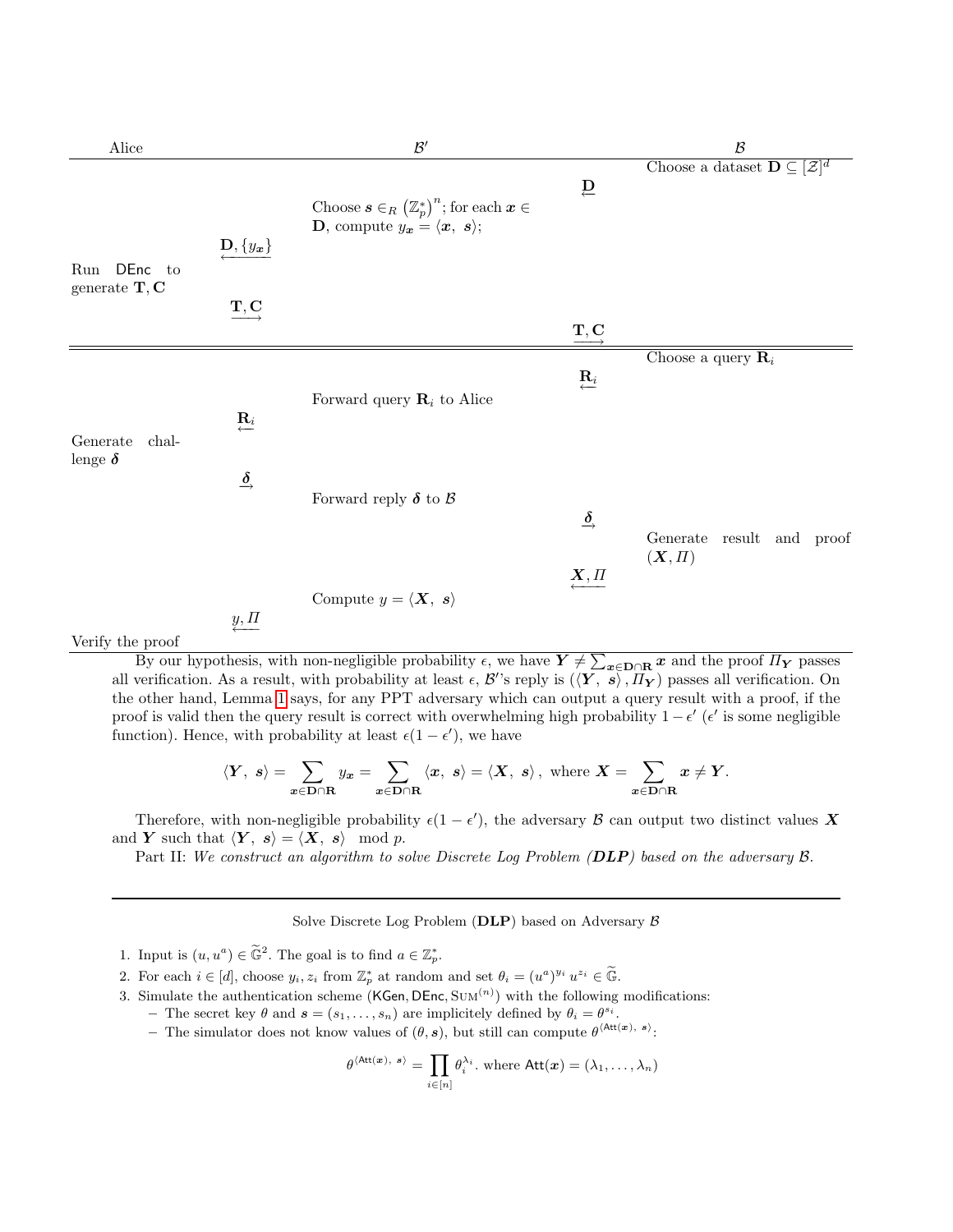| Alice | | $\mathcal{B}'$ | | $\mathcal{B}$ |
|---|---|---|---|---|
| | | | | Choose a dataset $\mathbf{D} \subseteq [\mathcal{Z}]^d$ |
| | | | $\xleftarrow{\mathbf{D}}$ | |
| | | Choose $\boldsymbol{s} \in_R \left(\mathbb{Z}_p^*\right)^n$; for each $\boldsymbol{x} \in \mathbf{D}$, compute $y_{\boldsymbol{x}} = \langle \boldsymbol{x},\ \boldsymbol{s} \rangle$; | | |
| | $\xleftarrow{\mathbf{D}, \{y_{\boldsymbol{x}}\}}$ | | | |
| Run $\mathsf{DEnc}$ to generate $\mathbf{T}, \mathbf{C}$ | | | | |
| | $\xrightarrow{\mathbf{T}, \mathbf{C}}$ | | | |
| | | | $\xrightarrow{\mathbf{T}, \mathbf{C}}$ | |
| | | | | Choose a query $\mathbf{R}_i$ |
| | | | $\xleftarrow{\mathbf{R}_i}$ | |
| | | Forward query $\mathbf{R}_i$ to Alice | | |
| | $\xleftarrow{\mathbf{R}_i}$ | | | |
| Generate challenge $\boldsymbol{\delta}$ | | | | |
| | $\xrightarrow{\boldsymbol{\delta}}$ | | | |
| | | Forward reply $\boldsymbol{\delta}$ to $\mathcal{B}$ | | |
| | | | $\xrightarrow{\boldsymbol{\delta}}$ | |
| | | | | Generate result and proof $(\boldsymbol{X}, \varPi)$ |
| | | | $\xleftarrow{\boldsymbol{X}, \varPi}$ | |
| | | Compute $y = \langle \boldsymbol{X},\ \boldsymbol{s} \rangle$ | | |
| | $\xleftarrow{y, \varPi}$ | | | |
| Verify the proof | | | | |

By our hypothesis, with non-negligible probability $\epsilon$, we have $\boldsymbol{Y} \neq \sum_{\boldsymbol{x} \in \mathbf{D} \cap \mathbf{R}} \boldsymbol{x}$ and the proof $\varPi_{\boldsymbol{Y}}$ passes all verification. As a result, with probability at least $\epsilon$, $\mathcal{B}'$'s reply is $(\langle \boldsymbol{Y},\ \boldsymbol{s} \rangle, \varPi_{\boldsymbol{Y}})$ passes all verification. On the other hand, Lemma 1 says, for any PPT adversary which can output a query result with a proof, if the proof is valid then the query result is correct with overwhelming high probability $1 - \epsilon'$ ($\epsilon'$ is some negligible function). Hence, with probability at least $\epsilon(1 - \epsilon')$, we have

$$\langle \boldsymbol{Y},\ \boldsymbol{s} \rangle = \sum_{\boldsymbol{x} \in \mathbf{D} \cap \mathbf{R}} y_{\boldsymbol{x}} = \sum_{\boldsymbol{x} \in \mathbf{D} \cap \mathbf{R}} \langle \boldsymbol{x},\ \boldsymbol{s} \rangle = \langle \boldsymbol{X},\ \boldsymbol{s} \rangle\,, \text{ where } \boldsymbol{X} = \sum_{\boldsymbol{x} \in \mathbf{D} \cap \mathbf{R}} \boldsymbol{x} \neq \boldsymbol{Y}.$$

Therefore, with non-negligible probability $\epsilon(1 - \epsilon')$, the adversary $\mathcal{B}$ can output two distinct values $\boldsymbol{X}$ and $\boldsymbol{Y}$ such that $\langle \boldsymbol{Y},\ \boldsymbol{s} \rangle = \langle \boldsymbol{X},\ \boldsymbol{s} \rangle \mod p$.

Part II: *We construct an algorithm to solve Discrete Log Problem (**DLP**) based on the adversary $\mathcal{B}$.*

---

Solve Discrete Log Problem (**DLP**) based on Adversary $\mathcal{B}$

1. Input is $(u, u^a) \in \widetilde{\mathbb{G}}^2$. The goal is to find $a \in \mathbb{Z}_p^*$.
2. For each $i \in [d]$, choose $y_i, z_i$ from $\mathbb{Z}_p^*$ at random and set $\theta_i = (u^a)^{y_i} u^{z_i} \in \widetilde{\mathbb{G}}$.
3. Simulate the authentication scheme $(\mathsf{KGen}, \mathsf{DEnc}, \textsc{Sum}^{(n)})$ with the following modifications:
   - The secret key $\theta$ and $\boldsymbol{s} = (s_1, \ldots, s_n)$ are implicitely defined by $\theta_i = \theta^{s_i}$.
   - The simulator does not know values of $(\theta, \boldsymbol{s})$, but still can compute $\theta^{\langle \mathsf{Att}(\boldsymbol{x}),\ \boldsymbol{s} \rangle}$:

$$\theta^{\langle \mathsf{Att}(\boldsymbol{x}),\ \boldsymbol{s} \rangle} = \prod_{i \in [n]} \theta_i^{\lambda_i}. \text{ where } \mathsf{Att}(\boldsymbol{x}) = (\lambda_1, \ldots, \lambda_n)$$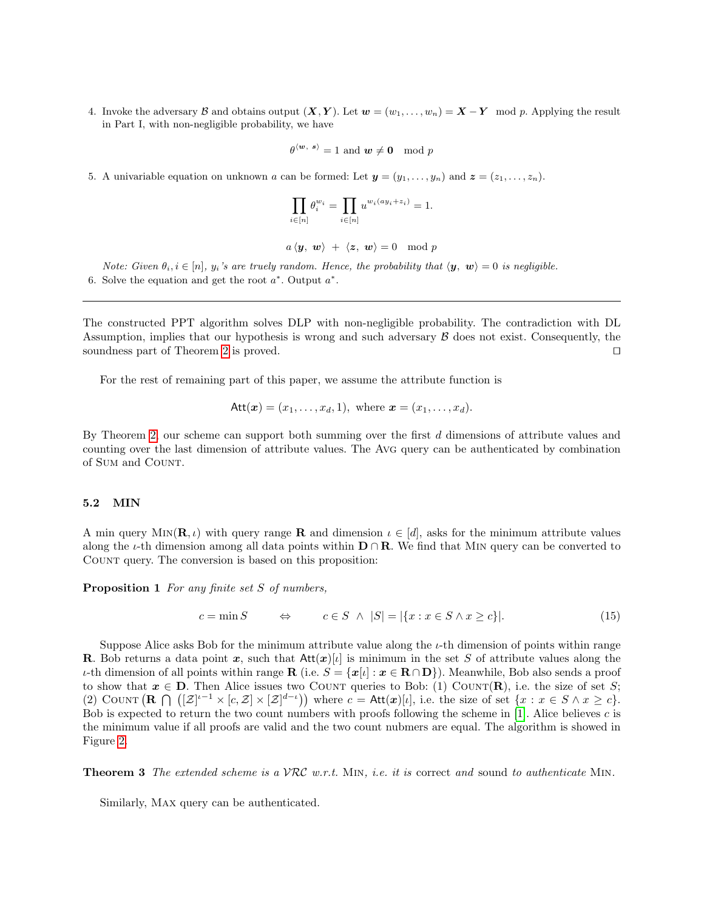4. Invoke the adversary $\mathcal{B}$ and obtains output $(\boldsymbol{X}, \boldsymbol{Y})$. Let $\boldsymbol{w} = (w_1, \ldots, w_n) = \boldsymbol{X} - \boldsymbol{Y} \mod p$. Applying the result in Part I, with non-negligible probability, we have

$$\theta^{\langle \boldsymbol{w},\ \boldsymbol{s} \rangle} = 1 \text{ and } \boldsymbol{w} \neq \boldsymbol{0} \mod p$$

5. A univariable equation on unknown $a$ can be formed: Let $\boldsymbol{y} = (y_1, \ldots, y_n)$ and $\boldsymbol{z} = (z_1, \ldots, z_n)$.

$$\prod_{i \in [n]} \theta_i^{w_i} = \prod_{i \in [n]} u^{w_i(ay_i + z_i)} = 1.$$

$$a \langle \boldsymbol{y},\ \boldsymbol{w} \rangle \ + \ \langle \boldsymbol{z},\ \boldsymbol{w} \rangle = 0 \mod p$$

*Note: Given $\theta_i, i \in [n]$, $y_i$'s are truely random. Hence, the probability that $\langle \boldsymbol{y},\ \boldsymbol{w} \rangle = 0$ is negligible.*

6. Solve the equation and get the root $a^*$. Output $a^*$.

---

The constructed PPT algorithm solves DLP with non-negligible probability. The contradiction with DL Assumption, implies that our hypothesis is wrong and such adversary $\mathcal{B}$ does not exist. Consequently, the soundness part of Theorem 2 is proved. ◻

For the rest of remaining part of this paper, we assume the attribute function is

$$\mathsf{Att}(\boldsymbol{x}) = (x_1, \ldots, x_d, 1), \text{ where } \boldsymbol{x} = (x_1, \ldots, x_d).$$

By Theorem 2, our scheme can support both summing over the first $d$ dimensions of attribute values and counting over the last dimension of attribute values. The Avg query can be authenticated by combination of Sum and Count.

### 5.2 MIN

A min query Min$(\mathbf{R}, \iota)$ with query range $\mathbf{R}$ and dimension $\iota \in [d]$, asks for the minimum attribute values along the $\iota$-th dimension among all data points within $\mathbf{D} \cap \mathbf{R}$. We find that Min query can be converted to Count query. The conversion is based on this proposition:

**Proposition 1** *For any finite set $S$ of numbers,*

$$c = \min S \qquad \Leftrightarrow \qquad c \in S \ \wedge \ |S| = |\{x : x \in S \wedge x \geq c\}|. \tag{15}$$

Suppose Alice asks Bob for the minimum attribute value along the $\iota$-th dimension of points within range $\mathbf{R}$. Bob returns a data point $\boldsymbol{x}$, such that $\mathsf{Att}(\boldsymbol{x})[\iota]$ is minimum in the set $S$ of attribute values along the $\iota$-th dimension of all points within range $\mathbf{R}$ (i.e. $S = \{\boldsymbol{x}[\iota] : \boldsymbol{x} \in \mathbf{R} \cap \mathbf{D}\}$). Meanwhile, Bob also sends a proof to show that $\boldsymbol{x} \in \mathbf{D}$. Then Alice issues two Count queries to Bob: (1) Count$(\mathbf{R})$, i.e. the size of set $S$; (2) Count $\left(\mathbf{R} \bigcap \left([\mathcal{Z}]^{\iota-1} \times [c, \mathcal{Z}] \times [\mathcal{Z}]^{d-\iota}\right)\right)$ where $c = \mathsf{Att}(\boldsymbol{x})[\iota]$, i.e. the size of set $\{x : x \in S \wedge x \geq c\}$. Bob is expected to return the two count numbers with proofs following the scheme in [1]. Alice believes $c$ is the minimum value if all proofs are valid and the two count nubmers are equal. The algorithm is showed in Figure 2.

**Theorem 3** *The extended scheme is a $\mathcal{VRC}$ w.r.t.* Min*, i.e. it is* correct *and* sound *to authenticate* Min.

Similarly, Max query can be authenticated.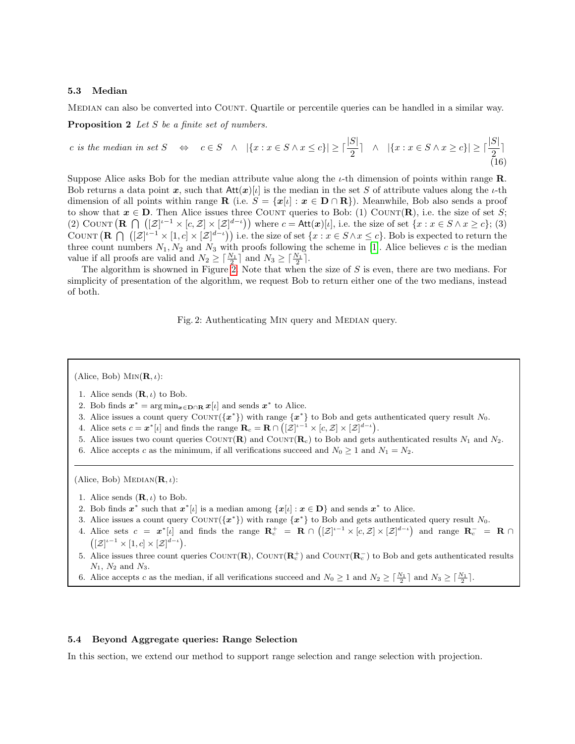### 5.3 Median

MEDIAN can also be converted into COUNT. Quartile or percentile queries can be handled in a similar way.

**Proposition 2** *Let $S$ be a finite set of numbers.*

$$c \text{ is the median in set } S \quad \Leftrightarrow \quad c \in S \;\; \wedge \;\; |\{x : x \in S \wedge x \le c\}| \ge \lceil \frac{|S|}{2} \rceil \;\; \wedge \;\; |\{x : x \in S \wedge x \ge c\}| \ge \lceil \frac{|S|}{2} \rceil \tag{16}$$

Suppose Alice asks Bob for the median attribute value along the $\iota$-th dimension of points within range $\mathbf{R}$. Bob returns a data point $\boldsymbol{x}$, such that $\mathsf{Att}(\boldsymbol{x})[\iota]$ is the median in the set $S$ of attribute values along the $\iota$-th dimension of all points within range $\mathbf{R}$ (i.e. $S = \{\boldsymbol{x}[\iota] : \boldsymbol{x} \in \mathbf{D} \cap \mathbf{R}\}$). Meanwhile, Bob also sends a proof to show that $\boldsymbol{x} \in \mathbf{D}$. Then Alice issues three COUNT queries to Bob: (1) $\text{COUNT}(\mathbf{R})$, i.e. the size of set $S$; (2) $\text{COUNT}\left(\mathbf{R} \bigcap \left([\mathcal{Z}]^{\iota-1} \times [c, \mathcal{Z}] \times [\mathcal{Z}]^{d-\iota}\right)\right)$ where $c = \mathsf{Att}(\boldsymbol{x})[\iota]$, i.e. the size of set $\{x : x \in S \wedge x \ge c\}$; (3) $\text{COUNT}\left(\mathbf{R} \bigcap \left([\mathcal{Z}]^{\iota-1} \times [1, c] \times [\mathcal{Z}]^{d-\iota}\right)\right)$ i.e. the size of set $\{x : x \in S \wedge x \le c\}$. Bob is expected to return the three count numbers $N_1, N_2$ and $N_3$ with proofs following the scheme in [1]. Alice believes $c$ is the median value if all proofs are valid and $N_2 \ge \lceil \frac{N_1}{2} \rceil$ and $N_3 \ge \lceil \frac{N_1}{2} \rceil$.

The algorithm is showned in Figure 2. Note that when the size of $S$ is even, there are two medians. For simplicity of presentation of the algorithm, we request Bob to return either one of the two medians, instead of both.

Fig. 2: Authenticating MIN query and MEDIAN query.

(Alice, Bob) $\text{MIN}(\mathbf{R}, \iota)$:

1. Alice sends $(\mathbf{R}, \iota)$ to Bob.
2. Bob finds $\boldsymbol{x}^* = \arg\min_{\boldsymbol{x} \in \mathbf{D} \cap \mathbf{R}} \boldsymbol{x}[\iota]$ and sends $\boldsymbol{x}^*$ to Alice.
3. Alice issues a count query $\text{COUNT}(\{\boldsymbol{x}^*\})$ with range $\{\boldsymbol{x}^*\}$ to Bob and gets authenticated query result $N_0$.
4. Alice sets $c = \boldsymbol{x}^*[\iota]$ and finds the range $\mathbf{R}_c = \mathbf{R} \cap \left([\mathcal{Z}]^{\iota-1} \times [c, \mathcal{Z}] \times [\mathcal{Z}]^{d-\iota}\right)$.
5. Alice issues two count queries $\text{COUNT}(\mathbf{R})$ and $\text{COUNT}(\mathbf{R}_c)$ to Bob and gets authenticated results $N_1$ and $N_2$.
6. Alice accepts $c$ as the minimum, if all verifications succeed and $N_0 \ge 1$ and $N_1 = N_2$.

---

(Alice, Bob) $\text{MEDIAN}(\mathbf{R}, \iota)$:

1. Alice sends $(\mathbf{R}, \iota)$ to Bob.
2. Bob finds $\boldsymbol{x}^*$ such that $\boldsymbol{x}^*[\iota]$ is a median among $\{\boldsymbol{x}[\iota] : \boldsymbol{x} \in \mathbf{D}\}$ and sends $\boldsymbol{x}^*$ to Alice.
3. Alice issues a count query $\text{COUNT}(\{\boldsymbol{x}^*\})$ with range $\{\boldsymbol{x}^*\}$ to Bob and gets authenticated query result $N_0$.
4. Alice sets $c = \boldsymbol{x}^*[\iota]$ and finds the range $\mathbf{R}_c^+ = \mathbf{R} \cap \left([\mathcal{Z}]^{\iota-1} \times [c, \mathcal{Z}] \times [\mathcal{Z}]^{d-\iota}\right)$ and range $\mathbf{R}_c^- = \mathbf{R} \cap \left([\mathcal{Z}]^{\iota-1} \times [1, c] \times [\mathcal{Z}]^{d-\iota}\right)$.
5. Alice issues three count queries $\text{COUNT}(\mathbf{R})$, $\text{COUNT}(\mathbf{R}_c^+)$ and $\text{COUNT}(\mathbf{R}_c^-)$ to Bob and gets authenticated results $N_1$, $N_2$ and $N_3$.
6. Alice accepts $c$ as the median, if all verifications succeed and $N_0 \ge 1$ and $N_2 \ge \lceil \frac{N_1}{2} \rceil$ and $N_3 \ge \lceil \frac{N_1}{2} \rceil$.

### 5.4 Beyond Aggregate queries: Range Selection

In this section, we extend our method to support range selection and range selection with projection.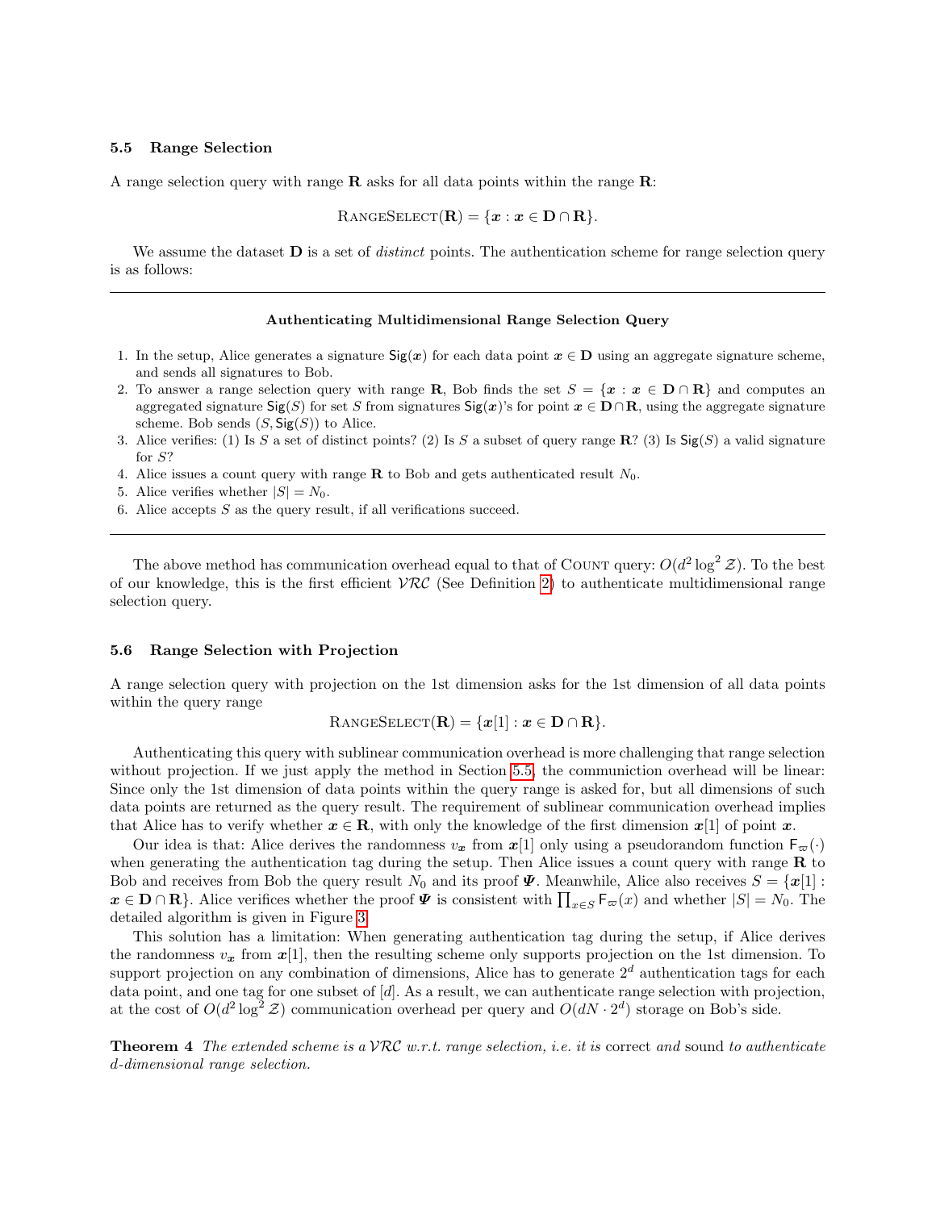### 5.5 Range Selection

A range selection query with range $\mathbf{R}$ asks for all data points within the range $\mathbf{R}$:

$$\text{RANGESELECT}(\mathbf{R}) = \{\boldsymbol{x} : \boldsymbol{x} \in \mathbf{D} \cap \mathbf{R}\}.$$

We assume the dataset $\mathbf{D}$ is a set of *distinct* points. The authentication scheme for range selection query is as follows:

---

**Authenticating Multidimensional Range Selection Query**

1. In the setup, Alice generates a signature $\mathsf{Sig}(\boldsymbol{x})$ for each data point $\boldsymbol{x} \in \mathbf{D}$ using an aggregate signature scheme, and sends all signatures to Bob.
2. To answer a range selection query with range $\mathbf{R}$, Bob finds the set $S = \{\boldsymbol{x} : \boldsymbol{x} \in \mathbf{D} \cap \mathbf{R}\}$ and computes an aggregated signature $\mathsf{Sig}(S)$ for set $S$ from signatures $\mathsf{Sig}(\boldsymbol{x})$'s for point $\boldsymbol{x} \in \mathbf{D} \cap \mathbf{R}$, using the aggregate signature scheme. Bob sends $(S, \mathsf{Sig}(S))$ to Alice.
3. Alice verifies: (1) Is $S$ a set of distinct points? (2) Is $S$ a subset of query range $\mathbf{R}$? (3) Is $\mathsf{Sig}(S)$ a valid signature for $S$?
4. Alice issues a count query with range $\mathbf{R}$ to Bob and gets authenticated result $N_0$.
5. Alice verifies whether $|S| = N_0$.
6. Alice accepts $S$ as the query result, if all verifications succeed.

---

The above method has communication overhead equal to that of COUNT query: $O(d^2 \log^2 \mathcal{Z})$. To the best of our knowledge, this is the first efficient $\mathcal{VRC}$ (See Definition 2) to authenticate multidimensional range selection query.

### 5.6 Range Selection with Projection

A range selection query with projection on the 1st dimension asks for the 1st dimension of all data points within the query range

$$\text{RANGESELECT}(\mathbf{R}) = \{\boldsymbol{x}[1] : \boldsymbol{x} \in \mathbf{D} \cap \mathbf{R}\}.$$

Authenticating this query with sublinear communication overhead is more challenging that range selection without projection. If we just apply the method in Section 5.5, the communiction overhead will be linear: Since only the 1st dimension of data points within the query range is asked for, but all dimensions of such data points are returned as the query result. The requirement of sublinear communication overhead implies that Alice has to verify whether $\boldsymbol{x} \in \mathbf{R}$, with only the knowledge of the first dimension $\boldsymbol{x}[1]$ of point $\boldsymbol{x}$.

Our idea is that: Alice derives the randomness $v_{\boldsymbol{x}}$ from $\boldsymbol{x}[1]$ only using a pseudorandom function $\mathsf{F}_{\varpi}(\cdot)$ when generating the authentication tag during the setup. Then Alice issues a count query with range $\mathbf{R}$ to Bob and receives from Bob the query result $N_0$ and its proof $\boldsymbol{\Psi}$. Meanwhile, Alice also receives $S = \{\boldsymbol{x}[1] : \boldsymbol{x} \in \mathbf{D} \cap \mathbf{R}\}$. Alice verifices whether the proof $\boldsymbol{\Psi}$ is consistent with $\prod_{x \in S} \mathsf{F}_{\varpi}(x)$ and whether $|S| = N_0$. The detailed algorithm is given in Figure 3.

This solution has a limitation: When generating authentication tag during the setup, if Alice derives the randomness $v_{\boldsymbol{x}}$ from $\boldsymbol{x}[1]$, then the resulting scheme only supports projection on the 1st dimension. To support projection on any combination of dimensions, Alice has to generate $2^d$ authentication tags for each data point, and one tag for one subset of $[d]$. As a result, we can authenticate range selection with projection, at the cost of $O(d^2 \log^2 \mathcal{Z})$ communication overhead per query and $O(dN \cdot 2^d)$ storage on Bob's side.

**Theorem 4** *The extended scheme is a $\mathcal{VRC}$ w.r.t. range selection, i.e. it is* correct *and* sound *to authenticate $d$-dimensional range selection.*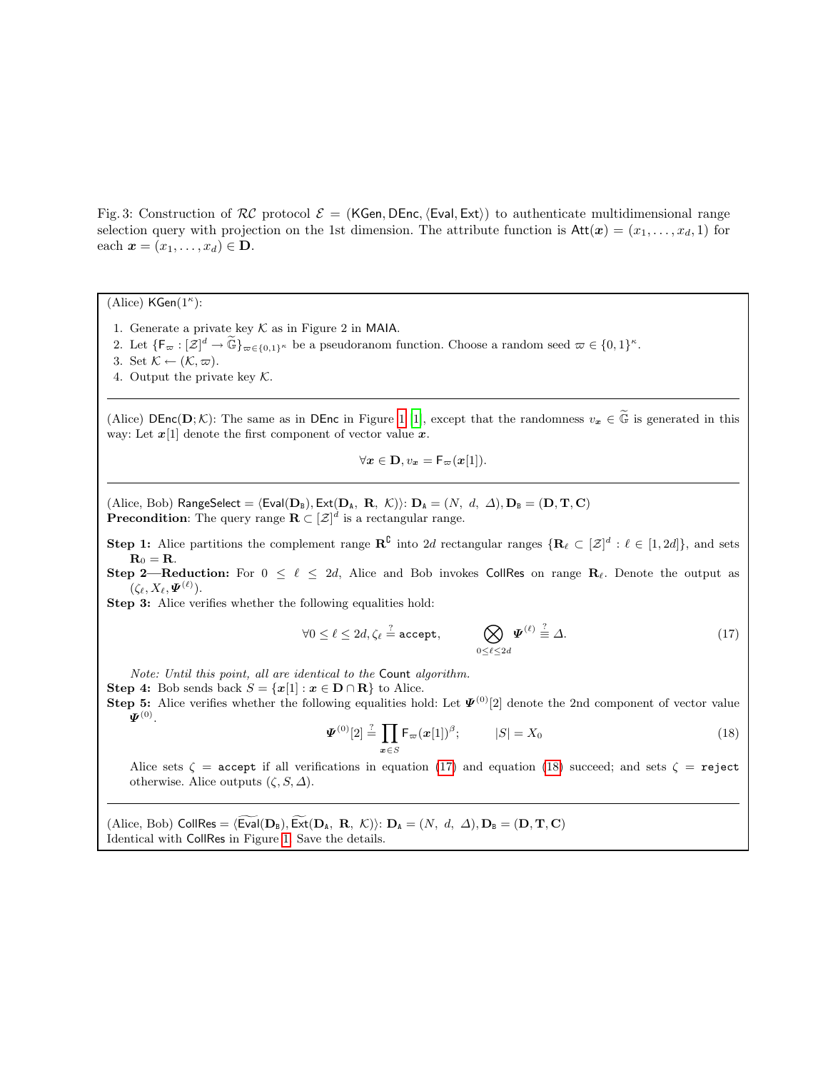Fig. 3: Construction of $\mathcal{RC}$ protocol $\mathcal{E} = (\mathsf{KGen}, \mathsf{DEnc}, \langle \mathsf{Eval}, \mathsf{Ext} \rangle)$ to authenticate multidimensional range selection query with projection on the 1st dimension. The attribute function is $\mathsf{Att}(\boldsymbol{x}) = (x_1, \ldots, x_d, 1)$ for each $\boldsymbol{x} = (x_1, \ldots, x_d) \in \mathbf{D}$.

---

(Alice) $\mathsf{KGen}(1^\kappa)$:

1. Generate a private key $\mathcal{K}$ as in Figure 2 in MAIA.
2. Let $\{\mathsf{F}_\varpi : [\mathcal{Z}]^d \to \widetilde{\mathbb{G}}\}_{\varpi \in \{0,1\}^\kappa}$ be a pseudoranom function. Choose a random seed $\varpi \in \{0,1\}^\kappa$.
3. Set $\mathcal{K} \leftarrow (\mathcal{K}, \varpi)$.
4. Output the private key $\mathcal{K}$.

---

(Alice) $\mathsf{DEnc}(\mathbf{D}; \mathcal{K})$: The same as in $\mathsf{DEnc}$ in Figure 1 [1], except that the randomness $v_{\boldsymbol{x}} \in \widetilde{\mathbb{G}}$ is generated in this way: Let $\boldsymbol{x}[1]$ denote the first component of vector value $\boldsymbol{x}$.

$$\forall \boldsymbol{x} \in \mathbf{D}, v_{\boldsymbol{x}} = \mathsf{F}_\varpi(\boldsymbol{x}[1]).$$

---

(Alice, Bob) $\mathsf{RangeSelect} = \langle \mathsf{Eval}(\mathbf{D}_{\mathtt{B}}), \mathsf{Ext}(\mathbf{D}_{\mathtt{A}},\ \mathbf{R},\ \mathcal{K}) \rangle$: $\mathbf{D}_{\mathtt{A}} = (N,\ d,\ \Delta), \mathbf{D}_{\mathtt{B}} = (\mathbf{D}, \mathbf{T}, \mathbf{C})$

**Precondition**: The query range $\mathbf{R} \subset [\mathcal{Z}]^d$ is a rectangular range.

**Step 1:** Alice partitions the complement range $\mathbf{R}^{\complement}$ into $2d$ rectangular ranges $\{\mathbf{R}_\ell \subset [\mathcal{Z}]^d : \ell \in [1, 2d]\}$, and sets $\mathbf{R}_0 = \mathbf{R}$.

**Step 2—Reduction:** For $0 \le \ell \le 2d$, Alice and Bob invokes $\mathsf{CollRes}$ on range $\mathbf{R}_\ell$. Denote the output as $(\zeta_\ell, X_\ell, \boldsymbol{\Psi}^{(\ell)})$.

**Step 3:** Alice verifies whether the following equalities hold:

$$\forall 0 \le \ell \le 2d, \zeta_\ell \stackrel{?}{=} \mathtt{accept}, \qquad \bigotimes_{0 \le \ell \le 2d} \boldsymbol{\Psi}^{(\ell)} \stackrel{?}{\equiv} \Delta. \tag{17}$$

*Note: Until this point, all are identical to the* $\mathsf{Count}$ *algorithm.*

**Step 4:** Bob sends back $S = \{\boldsymbol{x}[1] : \boldsymbol{x} \in \mathbf{D} \cap \mathbf{R}\}$ to Alice.

**Step 5:** Alice verifies whether the following equalities hold: Let $\boldsymbol{\Psi}^{(0)}[2]$ denote the 2nd component of vector value $\boldsymbol{\Psi}^{(0)}$.

$$\boldsymbol{\Psi}^{(0)}[2] \stackrel{?}{=} \prod_{\boldsymbol{x} \in S} \mathsf{F}_\varpi(\boldsymbol{x}[1])^\beta; \qquad |S| = X_0 \tag{18}$$

Alice sets $\zeta = \mathtt{accept}$ if all verifications in equation (17) and equation (18) succeed; and sets $\zeta = \mathtt{reject}$ otherwise. Alice outputs $(\zeta, S, \Delta)$.

---

(Alice, Bob) $\mathsf{CollRes} = \langle \widetilde{\mathsf{Eval}}(\mathbf{D}_{\mathtt{B}}), \widetilde{\mathsf{Ext}}(\mathbf{D}_{\mathtt{A}},\ \mathbf{R},\ \mathcal{K}) \rangle$: $\mathbf{D}_{\mathtt{A}} = (N,\ d,\ \Delta), \mathbf{D}_{\mathtt{B}} = (\mathbf{D}, \mathbf{T}, \mathbf{C})$

Identical with $\mathsf{CollRes}$ in Figure 1. Save the details.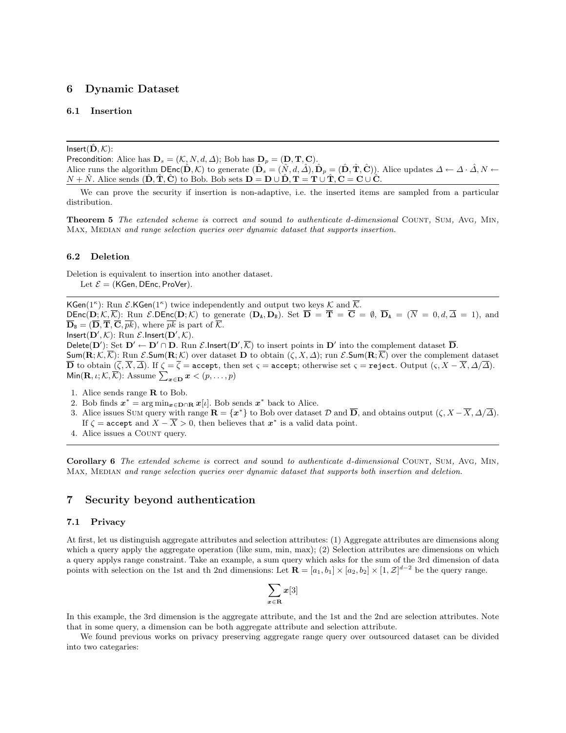## 6 Dynamic Dataset

### 6.1 Insertion

---

$\mathsf{Insert}(\hat{\mathbf{D}}, \mathcal{K})$:
$\mathsf{Precondition}$: Alice has $\mathbf{D}_s = (\mathcal{K}, N, d, \Delta)$; Bob has $\mathbf{D}_p = (\mathbf{D}, \mathbf{T}, \mathbf{C})$.
Alice runs the algorithm $\mathsf{DEnc}(\hat{\mathbf{D}}, \mathcal{K})$ to generate $(\hat{\mathbf{D}}_s = (\hat{N}, d, \hat{\Delta}), \hat{\mathbf{D}}_p = (\hat{\mathbf{D}}, \hat{\mathbf{T}}, \hat{\mathbf{C}}))$. Alice updates $\Delta \leftarrow \Delta \cdot \hat{\Delta}, N \leftarrow N + \hat{N}$. Alice sends $(\hat{\mathbf{D}}, \hat{\mathbf{T}}, \hat{\mathbf{C}})$ to Bob. Bob sets $\mathbf{D} = \mathbf{D} \cup \hat{\mathbf{D}}, \mathbf{T} = \mathbf{T} \cup \hat{\mathbf{T}}, \mathbf{C} = \mathbf{C} \cup \hat{\mathbf{C}}$.

---

We can prove the security if insertion is non-adaptive, i.e. the inserted items are sampled from a particular distribution.

**Theorem 5** *The extended scheme is* correct *and* sound *to authenticate d-dimensional* Count*,* Sum*,* Avg*,* Min*,* Max*,* Median *and range selection queries over dynamic dataset that supports insertion.*

### 6.2 Deletion

Deletion is equivalent to insertion into another dataset.

Let $\mathcal{E} = (\mathsf{KGen}, \mathsf{DEnc}, \mathsf{ProVer})$.

---

$\mathsf{KGen}(1^\kappa)$: Run $\mathcal{E}.\mathsf{KGen}(1^\kappa)$ twice independently and output two keys $\mathcal{K}$ and $\overline{\mathcal{K}}$.
$\mathsf{DEnc}(\mathbf{D}; \mathcal{K}, \overline{\mathcal{K}})$: Run $\mathcal{E}.\mathsf{DEnc}(\mathbf{D}; \mathcal{K})$ to generate $(\mathbf{D}_{\mathtt{A}}, \mathbf{D}_{\mathtt{B}})$. Set $\overline{\mathbf{D}} = \overline{\mathbf{T}} = \overline{\mathbf{C}} = \emptyset$, $\overline{\mathbf{D}}_{\mathtt{A}} = (\overline{N} = 0, d, \overline{\Delta} = 1)$, and $\overline{\mathbf{D}}_{\mathtt{B}} = (\overline{\mathbf{D}}, \overline{\mathbf{T}}, \overline{\mathbf{C}}, \overline{pk})$, where $\overline{pk}$ is part of $\overline{\mathcal{K}}$.
$\mathsf{Insert}(\mathbf{D}', \mathcal{K})$: Run $\mathcal{E}.\mathsf{Insert}(\mathbf{D}', \mathcal{K})$.
$\mathsf{Delete}(\mathbf{D}')$: Set $\mathbf{D}' \leftarrow \mathbf{D}' \cap \mathbf{D}$. Run $\mathcal{E}.\mathsf{Insert}(\mathbf{D}', \overline{\mathcal{K}})$ to insert points in $\mathbf{D}'$ into the complement dataset $\overline{\mathbf{D}}$.
$\mathsf{Sum}(\mathbf{R}; \mathcal{K}, \overline{\mathcal{K}})$: Run $\mathcal{E}.\mathsf{Sum}(\mathbf{R}; \mathcal{K})$ over dataset $\mathbf{D}$ to obtain $(\zeta, X, \Delta)$; run $\mathcal{E}.\mathsf{Sum}(\mathbf{R}; \overline{\mathcal{K}})$ over the complement dataset $\overline{\mathbf{D}}$ to obtain $(\overline{\zeta}, \overline{X}, \overline{\Delta})$. If $\zeta = \overline{\zeta} = \mathtt{accept}$, then set $\varsigma = \mathtt{accept}$; otherwise set $\varsigma = \mathtt{reject}$. Output $(\varsigma, X - \overline{X}, \Delta / \overline{\Delta})$.
$\mathsf{Min}(\mathbf{R}, \iota; \mathcal{K}, \overline{\mathcal{K}})$: Assume $\sum_{\boldsymbol{x} \in \mathbf{D}} \boldsymbol{x} < (p, \dots, p)$

1. Alice sends range $\mathbf{R}$ to Bob.
2. Bob finds $\boldsymbol{x}^* = \arg\min_{\boldsymbol{x} \in \mathbf{D} \cap \mathbf{R}} \boldsymbol{x}[\iota]$. Bob sends $\boldsymbol{x}^*$ back to Alice.
3. Alice issues Sum query with range $\mathbf{R} = \{\boldsymbol{x}^*\}$ to Bob over dataset $\mathcal{D}$ and $\overline{\mathbf{D}}$, and obtains output $(\zeta, X - \overline{X}, \Delta / \overline{\Delta})$. If $\zeta = \mathtt{accept}$ and $X - \overline{X} > 0$, then believes that $\boldsymbol{x}^*$ is a valid data point.
4. Alice issues a Count query.

---

**Corollary 6** *The extended scheme is* correct *and* sound *to authenticate d-dimensional* Count*,* Sum*,* Avg*,* Min*,* Max*,* Median *and range selection queries over dynamic dataset that supports both insertion and deletion.*

## 7 Security beyond authentication

### 7.1 Privacy

At first, let us distinguish aggregate attributes and selection attributes: (1) Aggregate attributes are dimensions along which a query apply the aggregate operation (like sum, min, max); (2) Selection attributes are dimensions on which a query applys range constraint. Take an example, a sum query which asks for the sum of the 3rd dimension of data points with selection on the 1st and th 2nd dimensions: Let $\mathbf{R} = [a_1, b_1] \times [a_2, b_2] \times [1, \mathcal{Z}]^{d-2}$ be the query range.

$$\sum_{\boldsymbol{x} \in \mathbf{R}} \boldsymbol{x}[3]$$

In this example, the 3rd dimension is the aggregate attribute, and the 1st and the 2nd are selection attributes. Note that in some query, a dimension can be both aggregate attribute and selection attribute.

We found previous works on privacy preserving aggregate range query over outsourced dataset can be divided into two categaries: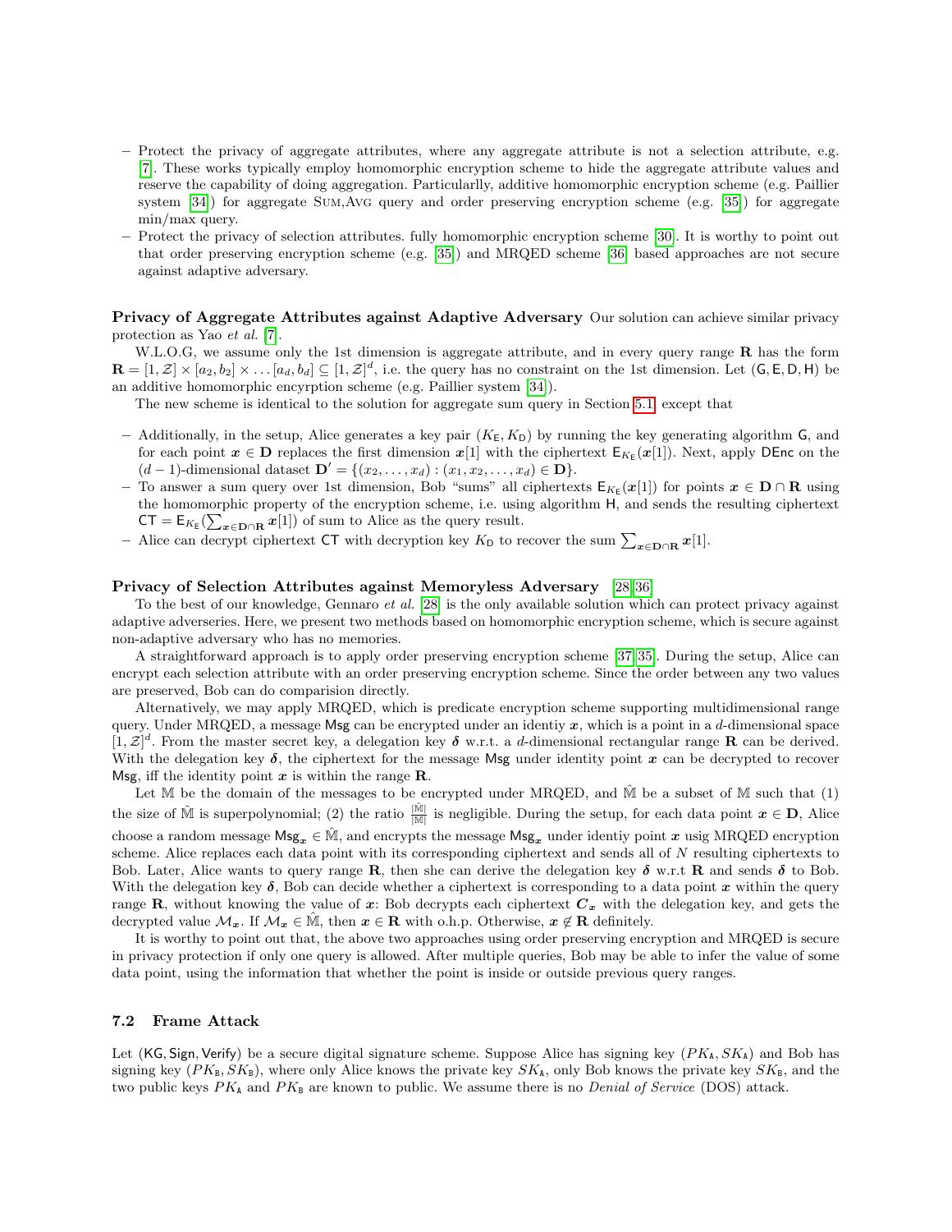- Protect the privacy of aggregate attributes, where any aggregate attribute is not a selection attribute, e.g. [7]. These works typically employ homomorphic encryption scheme to hide the aggregate attribute values and reserve the capability of doing aggregation. Particularlly, additive homomorphic encryption scheme (e.g. Paillier system [34]) for aggregate Sum,Avg query and order preserving encryption scheme (e.g. [35]) for aggregate min/max query.
- Protect the privacy of selection attributes. fully homomorphic encryption scheme [30]. It is worthy to point out that order preserving encryption scheme (e.g. [35]) and MRQED scheme [36] based approaches are not secure against adaptive adversary.

**Privacy of Aggregate Attributes against Adaptive Adversary** Our solution can achieve similar privacy protection as Yao *et al.* [7].

W.L.O.G, we assume only the 1st dimension is aggregate attribute, and in every query range $\mathbf{R}$ has the form $\mathbf{R} = [1, \mathcal{Z}] \times [a_2, b_2] \times \ldots [a_d, b_d] \subseteq [1, \mathcal{Z}]^d$, i.e. the query has no constraint on the 1st dimension. Let $(\mathsf{G}, \mathsf{E}, \mathsf{D}, \mathsf{H})$ be an additive homomorphic encyrption scheme (e.g. Paillier system [34]).

The new scheme is identical to the solution for aggregate sum query in Section 5.1, except that

- Additionally, in the setup, Alice generates a key pair $(K_{\mathsf{E}}, K_{\mathsf{D}})$ by running the key generating algorithm $\mathsf{G}$, and for each point $\boldsymbol{x} \in \mathbf{D}$ replaces the first dimension $\boldsymbol{x}[1]$ with the ciphertext $\mathsf{E}_{K_{\mathsf{E}}}(\boldsymbol{x}[1])$. Next, apply $\mathsf{DEnc}$ on the $(d-1)$-dimensional dataset $\mathbf{D}' = \{(x_2, \ldots, x_d) : (x_1, x_2, \ldots, x_d) \in \mathbf{D}\}$.
- To answer a sum query over 1st dimension, Bob "sums" all ciphertexts $\mathsf{E}_{K_{\mathsf{E}}}(\boldsymbol{x}[1])$ for points $\boldsymbol{x} \in \mathbf{D} \cap \mathbf{R}$ using the homomorphic property of the encryption scheme, i.e. using algorithm $\mathsf{H}$, and sends the resulting ciphertext $\mathsf{CT} = \mathsf{E}_{K_{\mathsf{E}}}(\sum_{\boldsymbol{x} \in \mathbf{D} \cap \mathbf{R}} \boldsymbol{x}[1])$ of sum to Alice as the query result.
- Alice can decrypt ciphertext $\mathsf{CT}$ with decryption key $K_{\mathsf{D}}$ to recover the sum $\sum_{\boldsymbol{x} \in \mathbf{D} \cap \mathbf{R}} \boldsymbol{x}[1]$.

**Privacy of Selection Attributes against Memoryless Adversary** [28,36]

To the best of our knowledge, Gennaro *et al.* [28] is the only available solution which can protect privacy against adaptive adverseries. Here, we present two methods based on homomorphic encryption scheme, which is secure against non-adaptive adversary who has no memories.

A straightforward approach is to apply order preserving encryption scheme [37,35]. During the setup, Alice can encrypt each selection attribute with an order preserving encryption scheme. Since the order between any two values are preserved, Bob can do comparision directly.

Alternatively, we may apply MRQED, which is predicate encryption scheme supporting multidimensional range query. Under MRQED, a message $\mathsf{Msg}$ can be encrypted under an identiy $\boldsymbol{x}$, which is a point in a $d$-dimensional space $[1, \mathcal{Z}]^d$. From the master secret key, a delegation key $\boldsymbol{\delta}$ w.r.t. a $d$-dimensional rectangular range $\mathbf{R}$ can be derived. With the delegation key $\boldsymbol{\delta}$, the ciphertext for the message $\mathsf{Msg}$ under identity point $\boldsymbol{x}$ can be decrypted to recover $\mathsf{Msg}$, iff the identity point $\boldsymbol{x}$ is within the range $\mathbf{R}$.

Let $\mathbb{M}$ be the domain of the messages to be encrypted under MRQED, and $\hat{\mathbb{M}}$ be a subset of $\mathbb{M}$ such that (1) the size of $\hat{\mathbb{M}}$ is superpolynomial; (2) the ratio $\frac{|\hat{\mathbb{M}}|}{|\mathbb{M}|}$ is negligible. During the setup, for each data point $\boldsymbol{x} \in \mathbf{D}$, Alice choose a random message $\mathsf{Msg}_{\boldsymbol{x}} \in \hat{\mathbb{M}}$, and encrypts the message $\mathsf{Msg}_{\boldsymbol{x}}$ under identiy point $\boldsymbol{x}$ usig MRQED encryption scheme. Alice replaces each data point with its corresponding ciphertext and sends all of $N$ resulting ciphertexts to Bob. Later, Alice wants to query range $\mathbf{R}$, then she can derive the delegation key $\boldsymbol{\delta}$ w.r.t $\mathbf{R}$ and sends $\boldsymbol{\delta}$ to Bob. With the delegation key $\boldsymbol{\delta}$, Bob can decide whether a ciphertext is corresponding to a data point $\boldsymbol{x}$ within the query range $\mathbf{R}$, without knowing the value of $\boldsymbol{x}$: Bob decrypts each ciphertext $\boldsymbol{C}_{\boldsymbol{x}}$ with the delegation key, and gets the decrypted value $\mathcal{M}_{\boldsymbol{x}}$. If $\mathcal{M}_{\boldsymbol{x}} \in \hat{\mathbb{M}}$, then $\boldsymbol{x} \in \mathbf{R}$ with o.h.p. Otherwise, $\boldsymbol{x} \notin \mathbf{R}$ definitely.

It is worthy to point out that, the above two approaches using order preserving encryption and MRQED is secure in privacy protection if only one query is allowed. After multiple queries, Bob may be able to infer the value of some data point, using the information that whether the point is inside or outside previous query ranges.

### 7.2 Frame Attack

Let $(\mathsf{KG}, \mathsf{Sign}, \mathsf{Verify})$ be a secure digital signature scheme. Suppose Alice has signing key $(PK_{\mathtt{A}}, SK_{\mathtt{A}})$ and Bob has signing key $(PK_{\mathtt{B}}, SK_{\mathtt{B}})$, where only Alice knows the private key $SK_{\mathtt{A}}$, only Bob knows the private key $SK_{\mathtt{B}}$, and the two public keys $PK_{\mathtt{A}}$ and $PK_{\mathtt{B}}$ are known to public. We assume there is no *Denial of Service* (DOS) attack.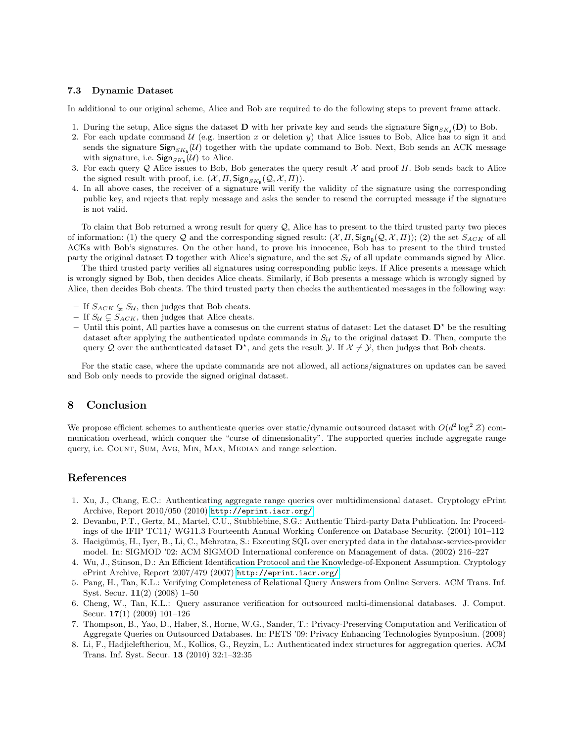### 7.3 Dynamic Dataset

In additional to our original scheme, Alice and Bob are required to do the following steps to prevent frame attack.

1. During the setup, Alice signs the dataset $\mathbf{D}$ with her private key and sends the signature $\mathsf{Sign}_{SK_\mathsf{A}}(\mathbf{D})$ to Bob.
2. For each update command $\mathcal{U}$ (e.g. insertion $x$ or deletion $y$) that Alice issues to Bob, Alice has to sign it and sends the signature $\mathsf{Sign}_{SK_\mathsf{A}}(\mathcal{U})$ together with the update command to Bob. Next, Bob sends an ACK message with signature, i.e. $\mathsf{Sign}_{SK_\mathsf{B}}(\mathcal{U})$ to Alice.
3. For each query $\mathcal{Q}$ Alice issues to Bob, Bob generates the query result $\mathcal{X}$ and proof $\Pi$. Bob sends back to Alice the signed result with proof, i.e. $(\mathcal{X}, \Pi, \mathsf{Sign}_{SK_\mathsf{B}}(\mathcal{Q}, \mathcal{X}, \Pi))$.
4. In all above cases, the receiver of a signature will verify the validity of the signature using the corresponding public key, and rejects that reply message and asks the sender to resend the corrupted message if the signature is not valid.

To claim that Bob returned a wrong result for query $\mathcal{Q}$, Alice has to present to the third trusted party two pieces of information: (1) the query $\mathcal{Q}$ and the corresponding signed result: $(\mathcal{X}, \Pi, \mathsf{Sign}_\mathsf{B}(\mathcal{Q}, \mathcal{X}, \Pi))$; (2) the set $S_{ACK}$ of all ACKs with Bob's signatures. On the other hand, to prove his innocence, Bob has to present to the third trusted party the original dataset $\mathbf{D}$ together with Alice's signature, and the set $S_\mathcal{U}$ of all update commands signed by Alice.

The third trusted party verifies all signatures using corresponding public keys. If Alice presents a message which is wrongly signed by Bob, then decides Alice cheats. Similarly, if Bob presents a message which is wrongly signed by Alice, then decides Bob cheats. The third trusted party then checks the authenticated messages in the following way:

- If $S_{ACK} \subsetneq S_\mathcal{U}$, then judges that Bob cheats.
- If $S_\mathcal{U} \subsetneq S_{ACK}$, then judges that Alice cheats.
- Until this point, All parties have a comsesus on the current status of dataset: Let the dataset $\mathbf{D}^\star$ be the resulting dataset after applying the authenticated update commands in $S_\mathcal{U}$ to the original dataset $\mathbf{D}$. Then, compute the query $\mathcal{Q}$ over the authenticated dataset $\mathbf{D}^\star$, and gets the result $\mathcal{Y}$. If $\mathcal{X} \neq \mathcal{Y}$, then judges that Bob cheats.

For the static case, where the update commands are not allowed, all actions/signatures on updates can be saved and Bob only needs to provide the signed original dataset.

## 8 Conclusion

We propose efficient schemes to authenticate queries over static/dynamic outsourced dataset with $O(d^2 \log^2 \mathcal{Z})$ communication overhead, which conquer the "curse of dimensionality". The supported queries include aggregate range query, i.e. COUNT, SUM, AVG, MIN, MAX, MEDIAN and range selection.

## References

1. Xu, J., Chang, E.C.: Authenticating aggregate range queries over multidimensional dataset. Cryptology ePrint Archive, Report 2010/050 (2010) http://eprint.iacr.org/
2. Devanbu, P.T., Gertz, M., Martel, C.U., Stubblebine, S.G.: Authentic Third-party Data Publication. In: Proceedings of the IFIP TC11/ WG11.3 Fourteenth Annual Working Conference on Database Security. (2001) 101–112
3. Hacigümüş, H., Iyer, B., Li, C., Mehrotra, S.: Executing SQL over encrypted data in the database-service-provider model. In: SIGMOD '02: ACM SIGMOD International conference on Management of data. (2002) 216–227
4. Wu, J., Stinson, D.: An Efficient Identification Protocol and the Knowledge-of-Exponent Assumption. Cryptology ePrint Archive, Report 2007/479 (2007) http://eprint.iacr.org/
5. Pang, H., Tan, K.L.: Verifying Completeness of Relational Query Answers from Online Servers. ACM Trans. Inf. Syst. Secur. **11**(2) (2008) 1–50
6. Cheng, W., Tan, K.L.: Query assurance verification for outsourced multi-dimensional databases. J. Comput. Secur. **17**(1) (2009) 101–126
7. Thompson, B., Yao, D., Haber, S., Horne, W.G., Sander, T.: Privacy-Preserving Computation and Verification of Aggregate Queries on Outsourced Databases. In: PETS '09: Privacy Enhancing Technologies Symposium. (2009)
8. Li, F., Hadjieleftheriou, M., Kollios, G., Reyzin, L.: Authenticated index structures for aggregation queries. ACM Trans. Inf. Syst. Secur. **13** (2010) 32:1–32:35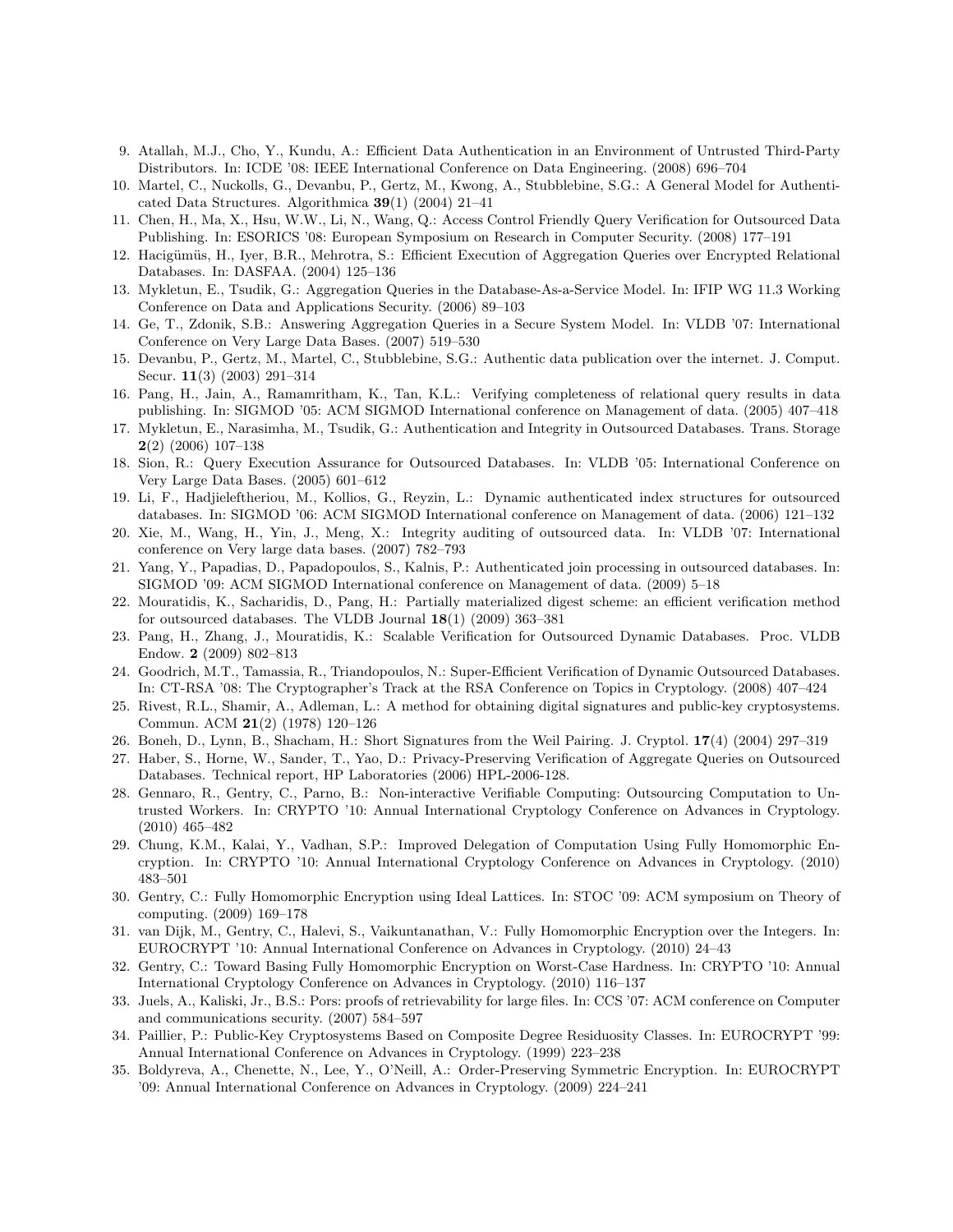9. Atallah, M.J., Cho, Y., Kundu, A.: Efficient Data Authentication in an Environment of Untrusted Third-Party Distributors. In: ICDE '08: IEEE International Conference on Data Engineering. (2008) 696–704
10. Martel, C., Nuckolls, G., Devanbu, P., Gertz, M., Kwong, A., Stubblebine, S.G.: A General Model for Authenticated Data Structures. Algorithmica **39**(1) (2004) 21–41
11. Chen, H., Ma, X., Hsu, W.W., Li, N., Wang, Q.: Access Control Friendly Query Verification for Outsourced Data Publishing. In: ESORICS '08: European Symposium on Research in Computer Security. (2008) 177–191
12. Hacigümüs, H., Iyer, B.R., Mehrotra, S.: Efficient Execution of Aggregation Queries over Encrypted Relational Databases. In: DASFAA. (2004) 125–136
13. Mykletun, E., Tsudik, G.: Aggregation Queries in the Database-As-a-Service Model. In: IFIP WG 11.3 Working Conference on Data and Applications Security. (2006) 89–103
14. Ge, T., Zdonik, S.B.: Answering Aggregation Queries in a Secure System Model. In: VLDB '07: International Conference on Very Large Data Bases. (2007) 519–530
15. Devanbu, P., Gertz, M., Martel, C., Stubblebine, S.G.: Authentic data publication over the internet. J. Comput. Secur. **11**(3) (2003) 291–314
16. Pang, H., Jain, A., Ramamritham, K., Tan, K.L.: Verifying completeness of relational query results in data publishing. In: SIGMOD '05: ACM SIGMOD International conference on Management of data. (2005) 407–418
17. Mykletun, E., Narasimha, M., Tsudik, G.: Authentication and Integrity in Outsourced Databases. Trans. Storage **2**(2) (2006) 107–138
18. Sion, R.: Query Execution Assurance for Outsourced Databases. In: VLDB '05: International Conference on Very Large Data Bases. (2005) 601–612
19. Li, F., Hadjieleftheriou, M., Kollios, G., Reyzin, L.: Dynamic authenticated index structures for outsourced databases. In: SIGMOD '06: ACM SIGMOD International conference on Management of data. (2006) 121–132
20. Xie, M., Wang, H., Yin, J., Meng, X.: Integrity auditing of outsourced data. In: VLDB '07: International conference on Very large data bases. (2007) 782–793
21. Yang, Y., Papadias, D., Papadopoulos, S., Kalnis, P.: Authenticated join processing in outsourced databases. In: SIGMOD '09: ACM SIGMOD International conference on Management of data. (2009) 5–18
22. Mouratidis, K., Sacharidis, D., Pang, H.: Partially materialized digest scheme: an efficient verification method for outsourced databases. The VLDB Journal **18**(1) (2009) 363–381
23. Pang, H., Zhang, J., Mouratidis, K.: Scalable Verification for Outsourced Dynamic Databases. Proc. VLDB Endow. **2** (2009) 802–813
24. Goodrich, M.T., Tamassia, R., Triandopoulos, N.: Super-Efficient Verification of Dynamic Outsourced Databases. In: CT-RSA '08: The Cryptographer's Track at the RSA Conference on Topics in Cryptology. (2008) 407–424
25. Rivest, R.L., Shamir, A., Adleman, L.: A method for obtaining digital signatures and public-key cryptosystems. Commun. ACM **21**(2) (1978) 120–126
26. Boneh, D., Lynn, B., Shacham, H.: Short Signatures from the Weil Pairing. J. Cryptol. **17**(4) (2004) 297–319
27. Haber, S., Horne, W., Sander, T., Yao, D.: Privacy-Preserving Verification of Aggregate Queries on Outsourced Databases. Technical report, HP Laboratories (2006) HPL-2006-128.
28. Gennaro, R., Gentry, C., Parno, B.: Non-interactive Verifiable Computing: Outsourcing Computation to Untrusted Workers. In: CRYPTO '10: Annual International Cryptology Conference on Advances in Cryptology. (2010) 465–482
29. Chung, K.M., Kalai, Y., Vadhan, S.P.: Improved Delegation of Computation Using Fully Homomorphic Encryption. In: CRYPTO '10: Annual International Cryptology Conference on Advances in Cryptology. (2010) 483–501
30. Gentry, C.: Fully Homomorphic Encryption using Ideal Lattices. In: STOC '09: ACM symposium on Theory of computing. (2009) 169–178
31. van Dijk, M., Gentry, C., Halevi, S., Vaikuntanathan, V.: Fully Homomorphic Encryption over the Integers. In: EUROCRYPT '10: Annual International Conference on Advances in Cryptology. (2010) 24–43
32. Gentry, C.: Toward Basing Fully Homomorphic Encryption on Worst-Case Hardness. In: CRYPTO '10: Annual International Cryptology Conference on Advances in Cryptology. (2010) 116–137
33. Juels, A., Kaliski, Jr., B.S.: Pors: proofs of retrievability for large files. In: CCS '07: ACM conference on Computer and communications security. (2007) 584–597
34. Paillier, P.: Public-Key Cryptosystems Based on Composite Degree Residuosity Classes. In: EUROCRYPT '99: Annual International Conference on Advances in Cryptology. (1999) 223–238
35. Boldyreva, A., Chenette, N., Lee, Y., O'Neill, A.: Order-Preserving Symmetric Encryption. In: EUROCRYPT '09: Annual International Conference on Advances in Cryptology. (2009) 224–241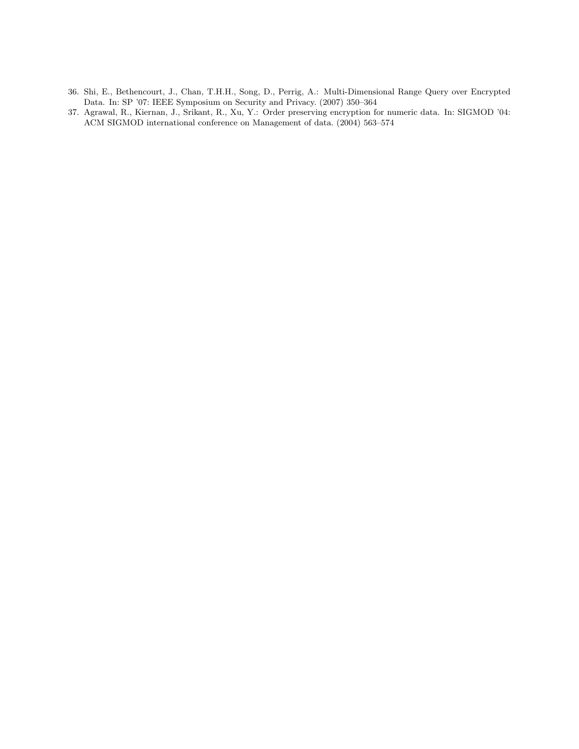36. Shi, E., Bethencourt, J., Chan, T.H.H., Song, D., Perrig, A.: Multi-Dimensional Range Query over Encrypted Data. In: SP '07: IEEE Symposium on Security and Privacy. (2007) 350–364
37. Agrawal, R., Kiernan, J., Srikant, R., Xu, Y.: Order preserving encryption for numeric data. In: SIGMOD '04: ACM SIGMOD international conference on Management of data. (2004) 563–574